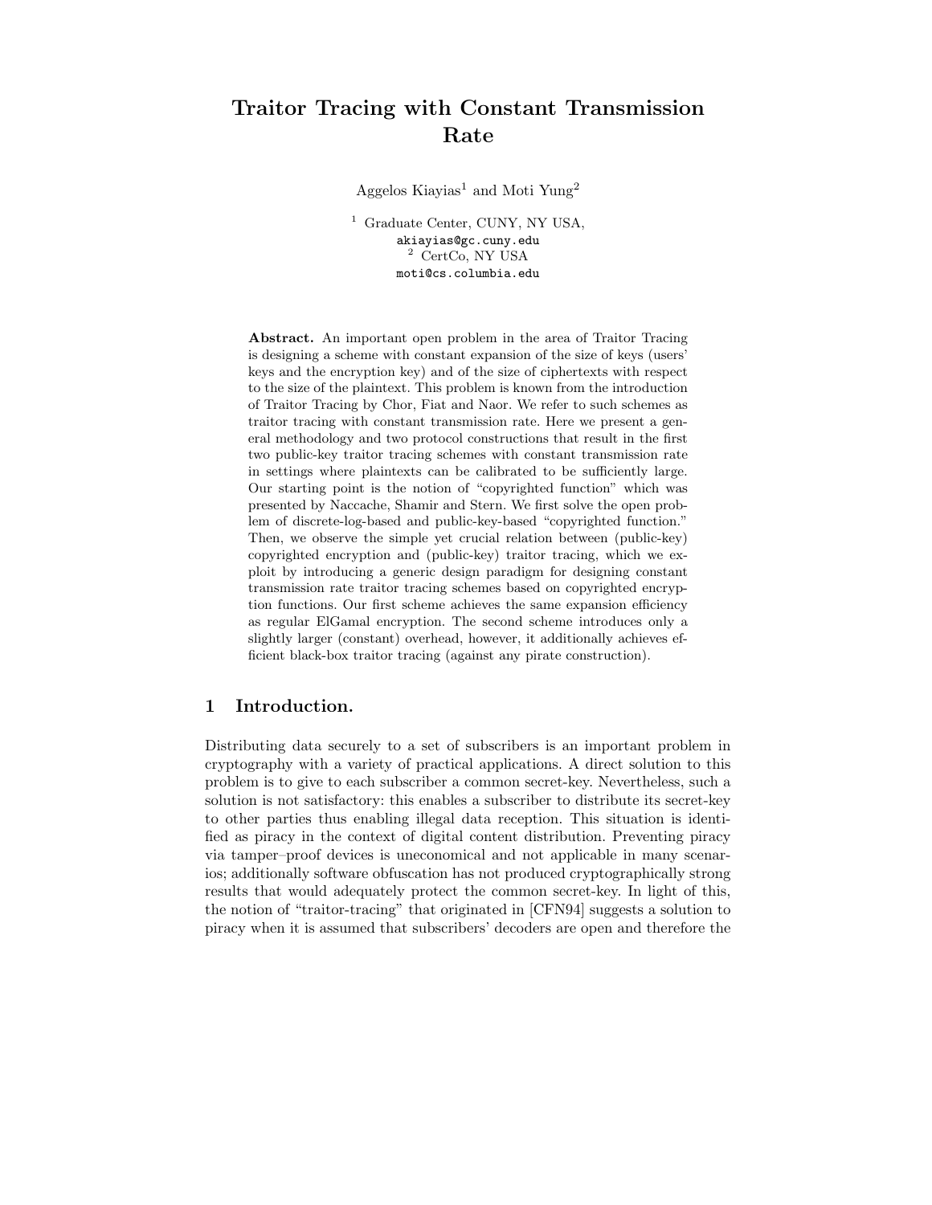# Traitor Tracing with Constant Transmission Rate

Aggelos Kiayias[1] and Moti Yung[2]

[1] Graduate Center, CUNY, NY USA,
akiayias@gc.cuny.edu
[2] CertCo, NY USA
moti@cs.columbia.edu

**Abstract.** An important open problem in the area of Traitor Tracing is designing a scheme with constant expansion of the size of keys (users' keys and the encryption key) and of the size of ciphertexts with respect to the size of the plaintext. This problem is known from the introduction of Traitor Tracing by Chor, Fiat and Naor. We refer to such schemes as traitor tracing with constant transmission rate. Here we present a general methodology and two protocol constructions that result in the first two public-key traitor tracing schemes with constant transmission rate in settings where plaintexts can be calibrated to be sufficiently large. Our starting point is the notion of "copyrighted function" which was presented by Naccache, Shamir and Stern. We first solve the open problem of discrete-log-based and public-key-based "copyrighted function." Then, we observe the simple yet crucial relation between (public-key) copyrighted encryption and (public-key) traitor tracing, which we exploit by introducing a generic design paradigm for designing constant transmission rate traitor tracing schemes based on copyrighted encryption functions. Our first scheme achieves the same expansion efficiency as regular ElGamal encryption. The second scheme introduces only a slightly larger (constant) overhead, however, it additionally achieves efficient black-box traitor tracing (against any pirate construction).

## 1 Introduction.

Distributing data securely to a set of subscribers is an important problem in cryptography with a variety of practical applications. A direct solution to this problem is to give to each subscriber a common secret-key. Nevertheless, such a solution is not satisfactory: this enables a subscriber to distribute its secret-key to other parties thus enabling illegal data reception. This situation is identified as piracy in the context of digital content distribution. Preventing piracy via tamper–proof devices is uneconomical and not applicable in many scenarios; additionally software obfuscation has not produced cryptographically strong results that would adequately protect the common secret-key. In light of this, the notion of "traitor-tracing" that originated in [CFN94] suggests a solution to piracy when it is assumed that subscribers' decoders are open and therefore the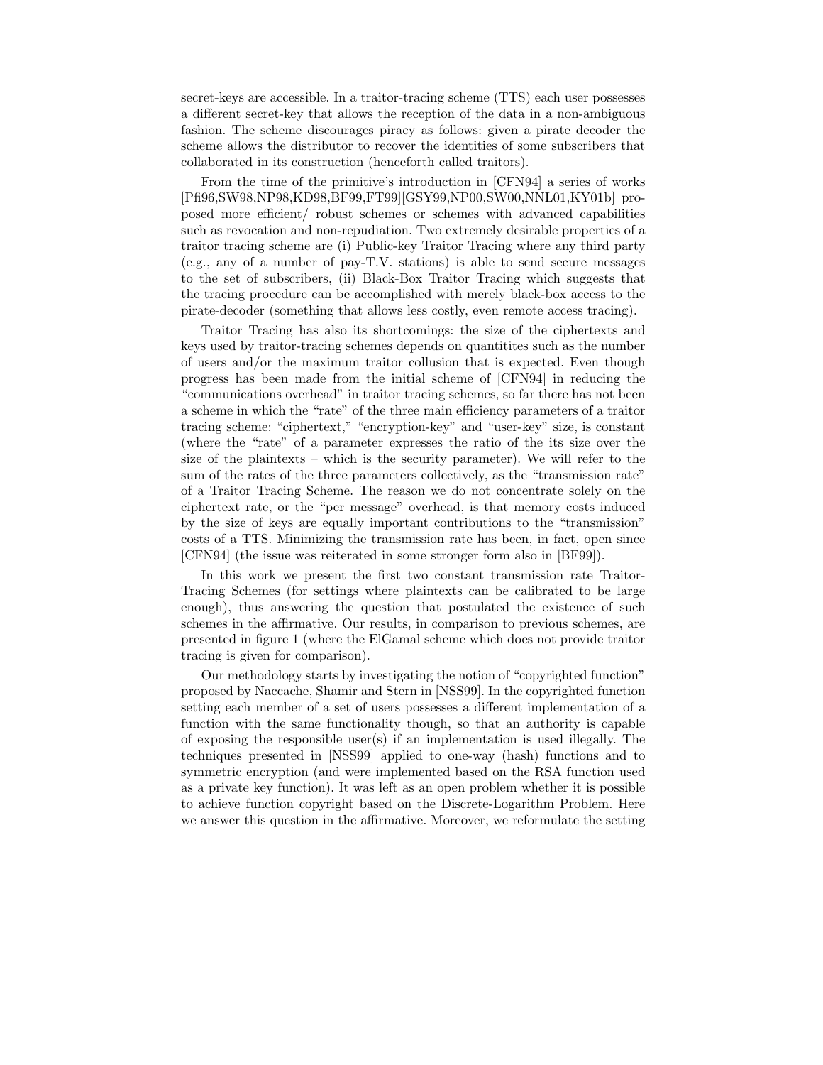secret-keys are accessible. In a traitor-tracing scheme (TTS) each user possesses a different secret-key that allows the reception of the data in a non-ambiguous fashion. The scheme discourages piracy as follows: given a pirate decoder the scheme allows the distributor to recover the identities of some subscribers that collaborated in its construction (henceforth called traitors).

From the time of the primitive's introduction in [CFN94] a series of works [Pfi96,SW98,NP98,KD98,BF99,FT99][GSY99,NP00,SW00,NNL01,KY01b] proposed more efficient/ robust schemes or schemes with advanced capabilities such as revocation and non-repudiation. Two extremely desirable properties of a traitor tracing scheme are (i) Public-key Traitor Tracing where any third party (e.g., any of a number of pay-T.V. stations) is able to send secure messages to the set of subscribers, (ii) Black-Box Traitor Tracing which suggests that the tracing procedure can be accomplished with merely black-box access to the pirate-decoder (something that allows less costly, even remote access tracing).

Traitor Tracing has also its shortcomings: the size of the ciphertexts and keys used by traitor-tracing schemes depends on quantitites such as the number of users and/or the maximum traitor collusion that is expected. Even though progress has been made from the initial scheme of [CFN94] in reducing the "communications overhead" in traitor tracing schemes, so far there has not been a scheme in which the "rate" of the three main efficiency parameters of a traitor tracing scheme: "ciphertext," "encryption-key" and "user-key" size, is constant (where the "rate" of a parameter expresses the ratio of the its size over the size of the plaintexts – which is the security parameter). We will refer to the sum of the rates of the three parameters collectively, as the "transmission rate" of a Traitor Tracing Scheme. The reason we do not concentrate solely on the ciphertext rate, or the "per message" overhead, is that memory costs induced by the size of keys are equally important contributions to the "transmission" costs of a TTS. Minimizing the transmission rate has been, in fact, open since [CFN94] (the issue was reiterated in some stronger form also in [BF99]).

In this work we present the first two constant transmission rate Traitor-Tracing Schemes (for settings where plaintexts can be calibrated to be large enough), thus answering the question that postulated the existence of such schemes in the affirmative. Our results, in comparison to previous schemes, are presented in figure 1 (where the ElGamal scheme which does not provide traitor tracing is given for comparison).

Our methodology starts by investigating the notion of "copyrighted function" proposed by Naccache, Shamir and Stern in [NSS99]. In the copyrighted function setting each member of a set of users possesses a different implementation of a function with the same functionality though, so that an authority is capable of exposing the responsible user(s) if an implementation is used illegally. The techniques presented in [NSS99] applied to one-way (hash) functions and to symmetric encryption (and were implemented based on the RSA function used as a private key function). It was left as an open problem whether it is possible to achieve function copyright based on the Discrete-Logarithm Problem. Here we answer this question in the affirmative. Moreover, we reformulate the setting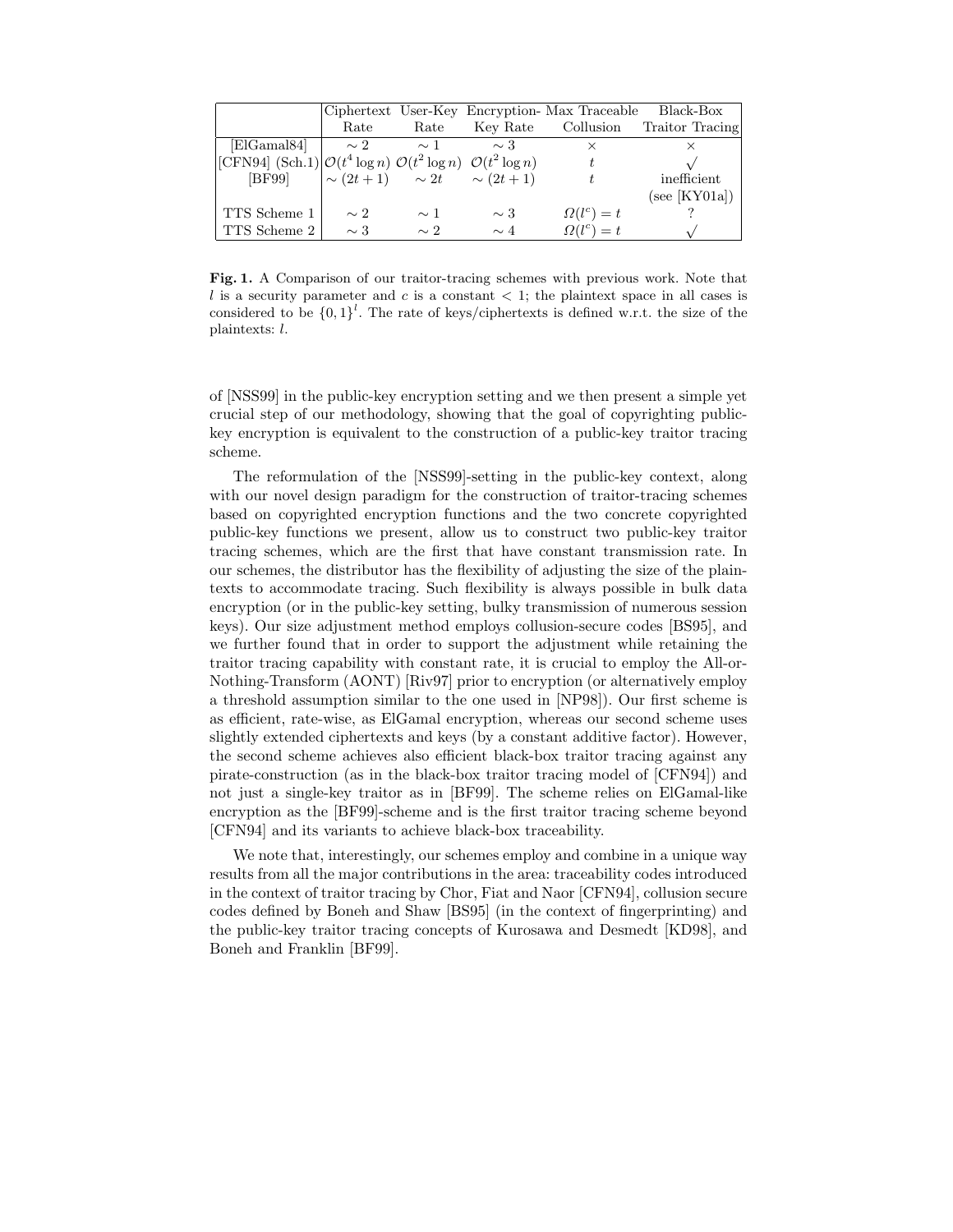| | Ciphertext Rate | User-Key Rate | Encryption-Key Rate | Max Traceable Collusion | Black-Box Traitor Tracing |
|---|---|---|---|---|---|
| [ElGamal84] | $\sim 2$ | $\sim 1$ | $\sim 3$ | $\times$ | $\times$ |
| [CFN94] (Sch.1) | $\mathcal{O}(t^4 \log n)$ | $\mathcal{O}(t^2 \log n)$ | $\mathcal{O}(t^2 \log n)$ | $t$ | $\surd$ |
| [BF99] | $\sim (2t+1)$ | $\sim 2t$ | $\sim (2t+1)$ | $t$ | inefficient (see [KY01a]) |
| TTS Scheme 1 | $\sim 2$ | $\sim 1$ | $\sim 3$ | $\Omega(l^c) = t$ | ? |
| TTS Scheme 2 | $\sim 3$ | $\sim 2$ | $\sim 4$ | $\Omega(l^c) = t$ | $\surd$ |

**Fig. 1.** A Comparison of our traitor-tracing schemes with previous work. Note that $l$ is a security parameter and $c$ is a constant $< 1$; the plaintext space in all cases is considered to be $\{0,1\}^l$. The rate of keys/ciphertexts is defined w.r.t. the size of the plaintexts: $l$.

of [NSS99] in the public-key encryption setting and we then present a simple yet crucial step of our methodology, showing that the goal of copyrighting public-key encryption is equivalent to the construction of a public-key traitor tracing scheme.

The reformulation of the [NSS99]-setting in the public-key context, along with our novel design paradigm for the construction of traitor-tracing schemes based on copyrighted encryption functions and the two concrete copyrighted public-key functions we present, allow us to construct two public-key traitor tracing schemes, which are the first that have constant transmission rate. In our schemes, the distributor has the flexibility of adjusting the size of the plaintexts to accommodate tracing. Such flexibility is always possible in bulk data encryption (or in the public-key setting, bulky transmission of numerous session keys). Our size adjustment method employs collusion-secure codes [BS95], and we further found that in order to support the adjustment while retaining the traitor tracing capability with constant rate, it is crucial to employ the All-or-Nothing-Transform (AONT) [Riv97] prior to encryption (or alternatively employ a threshold assumption similar to the one used in [NP98]). Our first scheme is as efficient, rate-wise, as ElGamal encryption, whereas our second scheme uses slightly extended ciphertexts and keys (by a constant additive factor). However, the second scheme achieves also efficient black-box traitor tracing against any pirate-construction (as in the black-box traitor tracing model of [CFN94]) and not just a single-key traitor as in [BF99]. The scheme relies on ElGamal-like encryption as the [BF99]-scheme and is the first traitor tracing scheme beyond [CFN94] and its variants to achieve black-box traceability.

We note that, interestingly, our schemes employ and combine in a unique way results from all the major contributions in the area: traceability codes introduced in the context of traitor tracing by Chor, Fiat and Naor [CFN94], collusion secure codes defined by Boneh and Shaw [BS95] (in the context of fingerprinting) and the public-key traitor tracing concepts of Kurosawa and Desmedt [KD98], and Boneh and Franklin [BF99].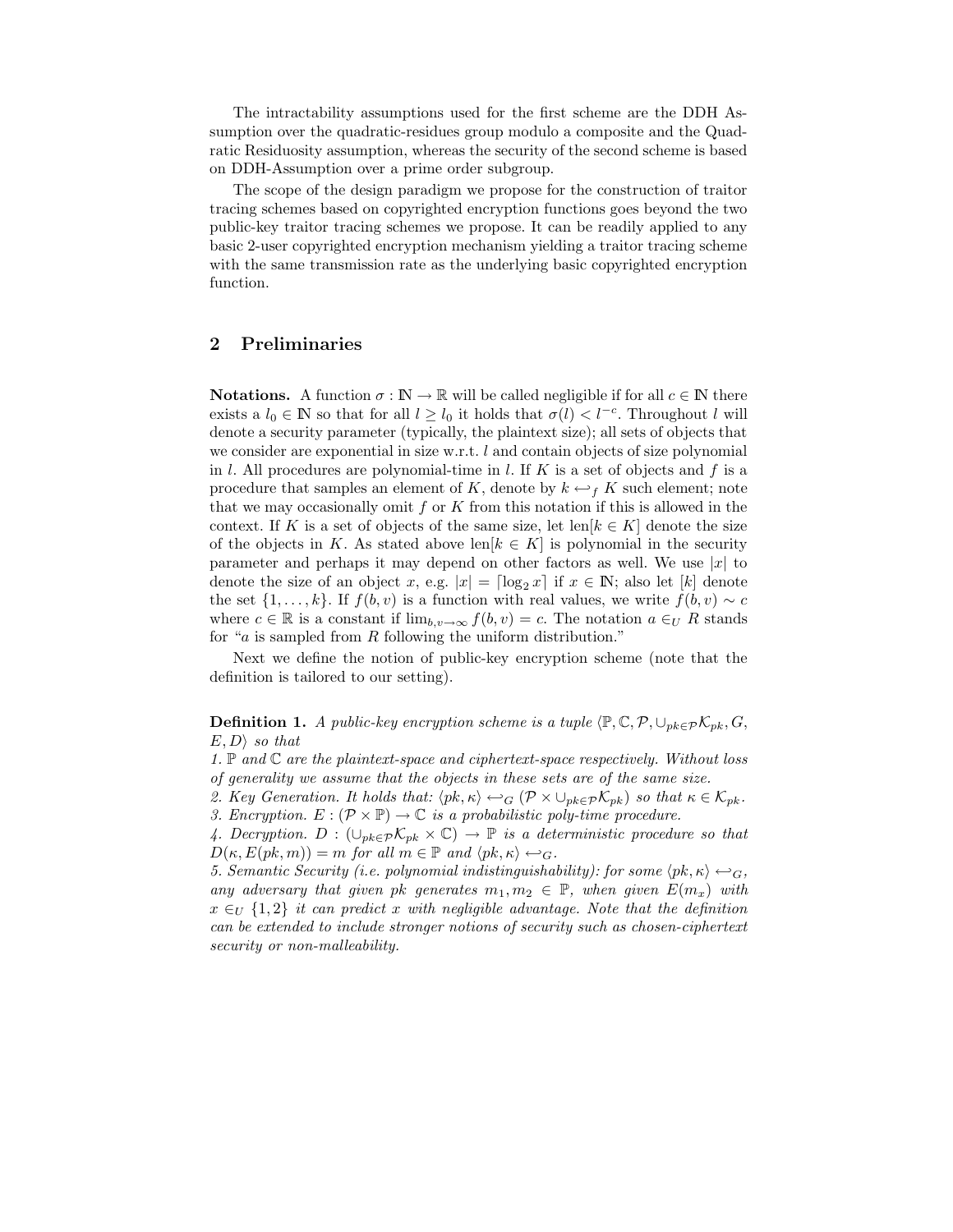The intractability assumptions used for the first scheme are the DDH Assumption over the quadratic-residues group modulo a composite and the Quadratic Residuosity assumption, whereas the security of the second scheme is based on DDH-Assumption over a prime order subgroup.

The scope of the design paradigm we propose for the construction of traitor tracing schemes based on copyrighted encryption functions goes beyond the two public-key traitor tracing schemes we propose. It can be readily applied to any basic 2-user copyrighted encryption mechanism yielding a traitor tracing scheme with the same transmission rate as the underlying basic copyrighted encryption function.

## 2 Preliminaries

**Notations.** A function $\sigma : \mathbb{N} \rightarrow \mathbb{R}$ will be called negligible if for all $c \in \mathbb{N}$ there exists a $l_0 \in \mathbb{N}$ so that for all $l \geq l_0$ it holds that $\sigma(l) < l^{-c}$. Throughout $l$ will denote a security parameter (typically, the plaintext size); all sets of objects that we consider are exponential in size w.r.t. $l$ and contain objects of size polynomial in $l$. All procedures are polynomial-time in $l$. If $K$ is a set of objects and $f$ is a procedure that samples an element of $K$, denote by $k \hookleftarrow_f K$ such element; note that we may occasionally omit $f$ or $K$ from this notation if this is allowed in the context. If $K$ is a set of objects of the same size, let $\mathrm{len}[k \in K]$ denote the size of the objects in $K$. As stated above $\mathrm{len}[k \in K]$ is polynomial in the security parameter and perhaps it may depend on other factors as well. We use $|x|$ to denote the size of an object $x$, e.g. $|x| = \lceil \log_2 x \rceil$ if $x \in \mathbb{N}$; also let $[k]$ denote the set $\{1, \ldots, k\}$. If $f(b, v)$ is a function with real values, we write $f(b, v) \sim c$ where $c \in \mathbb{R}$ is a constant if $\lim_{b,v \rightarrow \infty} f(b, v) = c$. The notation $a \in_U R$ stands for "$a$ is sampled from $R$ following the uniform distribution."

Next we define the notion of public-key encryption scheme (note that the definition is tailored to our setting).

**Definition 1.** *A public-key encryption scheme is a tuple* $\langle \mathbb{P}, \mathbb{C}, \mathcal{P}, \cup_{pk \in \mathcal{P}} \mathcal{K}_{pk}, G, E, D \rangle$ *so that*

*1. $\mathbb{P}$ and $\mathbb{C}$ are the plaintext-space and ciphertext-space respectively. Without loss of generality we assume that the objects in these sets are of the same size.*

*2. Key Generation. It holds that: $\langle pk, \kappa \rangle \hookleftarrow_G (\mathcal{P} \times \cup_{pk \in \mathcal{P}} \mathcal{K}_{pk})$ so that $\kappa \in \mathcal{K}_{pk}$.*

*3. Encryption. $E : (\mathcal{P} \times \mathbb{P}) \rightarrow \mathbb{C}$ is a probabilistic poly-time procedure.*

*4. Decryption. $D : (\cup_{pk \in \mathcal{P}} \mathcal{K}_{pk} \times \mathbb{C}) \rightarrow \mathbb{P}$ is a deterministic procedure so that $D(\kappa, E(pk, m)) = m$ for all $m \in \mathbb{P}$ and $\langle pk, \kappa \rangle \hookleftarrow_G$.*

*5. Semantic Security (i.e. polynomial indistinguishability): for some $\langle pk, \kappa \rangle \hookleftarrow_G$, any adversary that given $pk$ generates $m_1, m_2 \in \mathbb{P}$, when given $E(m_x)$ with $x \in_U \{1, 2\}$ it can predict $x$ with negligible advantage. Note that the definition can be extended to include stronger notions of security such as chosen-ciphertext security or non-malleability.*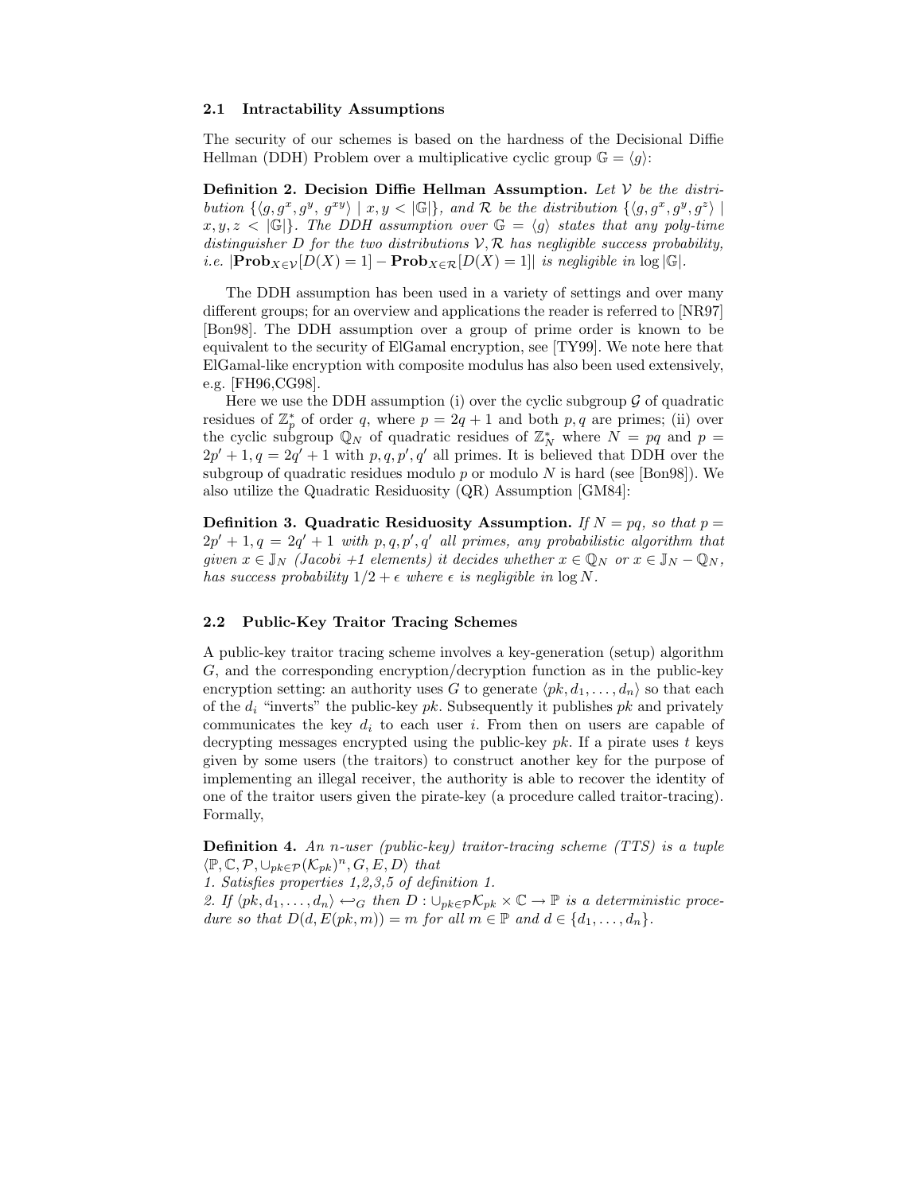### 2.1 Intractability Assumptions

The security of our schemes is based on the hardness of the Decisional Diffie Hellman (DDH) Problem over a multiplicative cyclic group $\mathbb{G} = \langle g \rangle$:

**Definition 2. Decision Diffie Hellman Assumption.** *Let $\mathcal{V}$ be the distribution $\{\langle g, g^x, g^y, g^{xy} \rangle \mid x, y < |\mathbb{G}|\}$, and $\mathcal{R}$ be the distribution $\{\langle g, g^x, g^y, g^z \rangle \mid x, y, z < |\mathbb{G}|\}$. The DDH assumption over $\mathbb{G} = \langle g \rangle$ states that any poly-time distinguisher $D$ for the two distributions $\mathcal{V}, \mathcal{R}$ has negligible success probability, i.e. $|\mathbf{Prob}_{X \in \mathcal{V}}[D(X) = 1] - \mathbf{Prob}_{X \in \mathcal{R}}[D(X) = 1]|$ is negligible in $\log |\mathbb{G}|$.*

The DDH assumption has been used in a variety of settings and over many different groups; for an overview and applications the reader is referred to [NR97] [Bon98]. The DDH assumption over a group of prime order is known to be equivalent to the security of ElGamal encryption, see [TY99]. We note here that ElGamal-like encryption with composite modulus has also been used extensively, e.g. [FH96,CG98].

Here we use the DDH assumption (i) over the cyclic subgroup $\mathcal{G}$ of quadratic residues of $\mathbb{Z}_p^*$ of order $q$, where $p = 2q + 1$ and both $p, q$ are primes; (ii) over the cyclic subgroup $\mathbb{Q}_N$ of quadratic residues of $\mathbb{Z}_N^*$ where $N = pq$ and $p = 2p' + 1, q = 2q' + 1$ with $p, q, p', q'$ all primes. It is believed that DDH over the subgroup of quadratic residues modulo $p$ or modulo $N$ is hard (see [Bon98]). We also utilize the Quadratic Residuosity (QR) Assumption [GM84]:

**Definition 3. Quadratic Residuosity Assumption.** *If $N = pq$, so that $p = 2p' + 1, q = 2q' + 1$ with $p, q, p', q'$ all primes, any probabilistic algorithm that given $x \in \mathbb{J}_N$ (Jacobi +1 elements) it decides whether $x \in \mathbb{Q}_N$ or $x \in \mathbb{J}_N - \mathbb{Q}_N$, has success probability $1/2 + \epsilon$ where $\epsilon$ is negligible in $\log N$.*

### 2.2 Public-Key Traitor Tracing Schemes

A public-key traitor tracing scheme involves a key-generation (setup) algorithm $G$, and the corresponding encryption/decryption function as in the public-key encryption setting: an authority uses $G$ to generate $\langle pk, d_1, \ldots, d_n \rangle$ so that each of the $d_i$ "inverts" the public-key $pk$. Subsequently it publishes $pk$ and privately communicates the key $d_i$ to each user $i$. From then on users are capable of decrypting messages encrypted using the public-key $pk$. If a pirate uses $t$ keys given by some users (the traitors) to construct another key for the purpose of implementing an illegal receiver, the authority is able to recover the identity of one of the traitor users given the pirate-key (a procedure called traitor-tracing). Formally,

**Definition 4.** *An $n$-user (public-key) traitor-tracing scheme (TTS) is a tuple $\langle \mathbb{P}, \mathbb{C}, \mathcal{P}, \cup_{pk \in \mathcal{P}} (\mathcal{K}_{pk})^n, G, E, D \rangle$ that*
*1. Satisfies properties 1,2,3,5 of definition 1.*
*2. If $\langle pk, d_1, \ldots, d_n \rangle \hookleftarrow_G$ then $D : \cup_{pk \in \mathcal{P}} \mathcal{K}_{pk} \times \mathbb{C} \to \mathbb{P}$ is a deterministic procedure so that $D(d, E(pk, m)) = m$ for all $m \in \mathbb{P}$ and $d \in \{d_1, \ldots, d_n\}$.*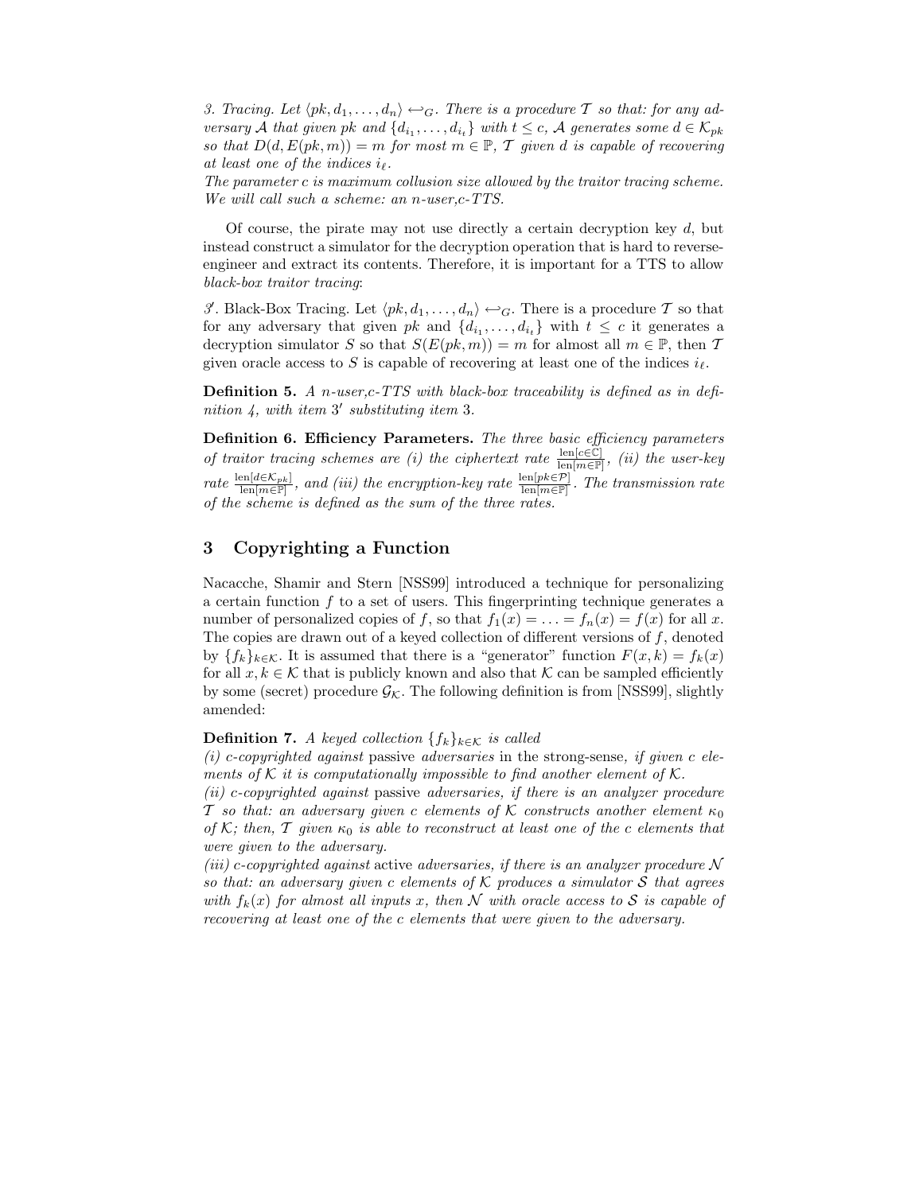*3. Tracing. Let* $\langle pk, d_1, \ldots, d_n \rangle \hookleftarrow_G$. *There is a procedure* $\mathcal{T}$ *so that: for any adversary* $\mathcal{A}$ *that given* $pk$ *and* $\{d_{i_1}, \ldots, d_{i_t}\}$ *with* $t \leq c$, $\mathcal{A}$ *generates some* $d \in \mathcal{K}_{pk}$ *so that* $D(d, E(pk, m)) = m$ *for most* $m \in \mathbb{P}$, $\mathcal{T}$ *given* $d$ *is capable of recovering at least one of the indices* $i_\ell$.
*The parameter* $c$ *is maximum collusion size allowed by the traitor tracing scheme. We will call such a scheme: an n-user,c-TTS.*

Of course, the pirate may not use directly a certain decryption key $d$, but instead construct a simulator for the decryption operation that is hard to reverse-engineer and extract its contents. Therefore, it is important for a TTS to allow *black-box traitor tracing*:

*3′*. Black-Box Tracing. Let $\langle pk, d_1, \ldots, d_n \rangle \hookleftarrow_G$. There is a procedure $\mathcal{T}$ so that for any adversary that given $pk$ and $\{d_{i_1}, \ldots, d_{i_t}\}$ with $t \leq c$ it generates a decryption simulator $S$ so that $S(E(pk, m)) = m$ for almost all $m \in \mathbb{P}$, then $\mathcal{T}$ given oracle access to $S$ is capable of recovering at least one of the indices $i_\ell$.

**Definition 5.** *A n-user,c-TTS with black-box traceability is defined as in definition 4, with item* $3'$ *substituting item* $3$.

**Definition 6. Efficiency Parameters.** *The three basic efficiency parameters of traitor tracing schemes are (i) the ciphertext rate* $\frac{\mathrm{len}[c \in \mathbb{C}]}{\mathrm{len}[m \in \mathbb{P}]}$*, (ii) the user-key rate* $\frac{\mathrm{len}[d \in \mathcal{K}_{pk}]}{\mathrm{len}[m \in \mathbb{P}]}$*, and (iii) the encryption-key rate* $\frac{\mathrm{len}[pk \in \mathcal{P}]}{\mathrm{len}[m \in \mathbb{P}]}$*. The transmission rate of the scheme is defined as the sum of the three rates.*

## 3 Copyrighting a Function

Nacacche, Shamir and Stern [NSS99] introduced a technique for personalizing a certain function $f$ to a set of users. This fingerprinting technique generates a number of personalized copies of $f$, so that $f_1(x) = \ldots = f_n(x) = f(x)$ for all $x$. The copies are drawn out of a keyed collection of different versions of $f$, denoted by $\{f_k\}_{k \in \mathcal{K}}$. It is assumed that there is a "generator" function $F(x, k) = f_k(x)$ for all $x, k \in \mathcal{K}$ that is publicly known and also that $\mathcal{K}$ can be sampled efficiently by some (secret) procedure $\mathcal{G}_{\mathcal{K}}$. The following definition is from [NSS99], slightly amended:

**Definition 7.** *A keyed collection* $\{f_k\}_{k \in \mathcal{K}}$ *is called*
*(i) c-copyrighted against* passive *adversaries* in the strong-sense*, if given* $c$ *elements of* $\mathcal{K}$ *it is computationally impossible to find another element of* $\mathcal{K}$.
*(ii) c-copyrighted against* passive *adversaries, if there is an analyzer procedure* $\mathcal{T}$ *so that: an adversary given* $c$ *elements of* $\mathcal{K}$ *constructs another element* $\kappa_0$ *of* $\mathcal{K}$*; then,* $\mathcal{T}$ *given* $\kappa_0$ *is able to reconstruct at least one of the* $c$ *elements that were given to the adversary.*
*(iii) c-copyrighted against* active *adversaries, if there is an analyzer procedure* $\mathcal{N}$ *so that: an adversary given* $c$ *elements of* $\mathcal{K}$ *produces a simulator* $\mathcal{S}$ *that agrees with* $f_k(x)$ *for almost all inputs* $x$*, then* $\mathcal{N}$ *with oracle access to* $\mathcal{S}$ *is capable of recovering at least one of the* $c$ *elements that were given to the adversary.*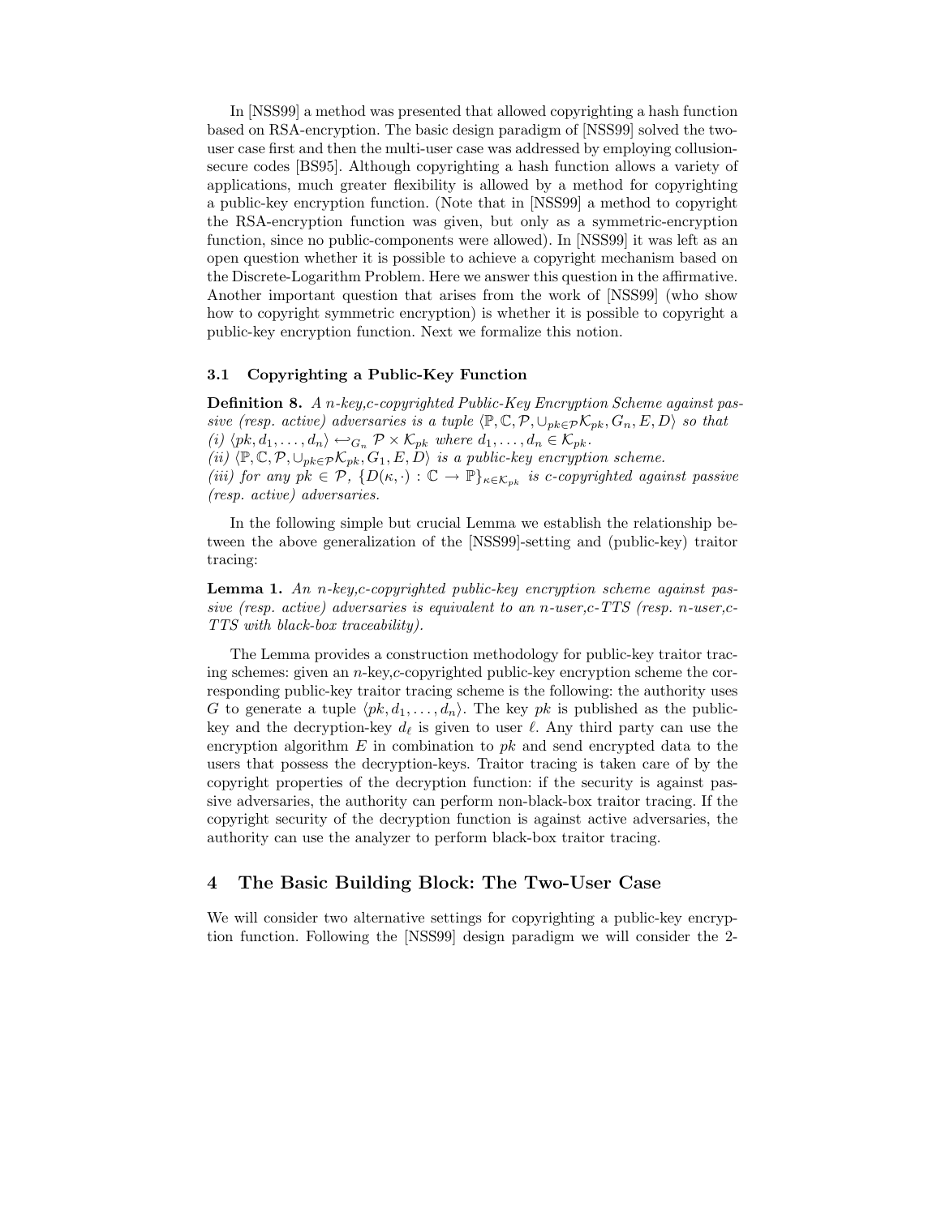In [NSS99] a method was presented that allowed copyrighting a hash function based on RSA-encryption. The basic design paradigm of [NSS99] solved the two-user case first and then the multi-user case was addressed by employing collusion-secure codes [BS95]. Although copyrighting a hash function allows a variety of applications, much greater flexibility is allowed by a method for copyrighting a public-key encryption function. (Note that in [NSS99] a method to copyright the RSA-encryption function was given, but only as a symmetric-encryption function, since no public-components were allowed). In [NSS99] it was left as an open question whether it is possible to achieve a copyright mechanism based on the Discrete-Logarithm Problem. Here we answer this question in the affirmative. Another important question that arises from the work of [NSS99] (who show how to copyright symmetric encryption) is whether it is possible to copyright a public-key encryption function. Next we formalize this notion.

### 3.1 Copyrighting a Public-Key Function

**Definition 8.** *A $n$-key,$c$-copyrighted Public-Key Encryption Scheme against passive (resp. active) adversaries is a tuple $\langle \mathbb{P}, \mathbb{C}, \mathcal{P}, \cup_{pk\in\mathcal{P}}\mathcal{K}_{pk}, G_n, E, D\rangle$ so that*
*(i) $\langle pk, d_1, \ldots, d_n\rangle \hookleftarrow_{G_n} \mathcal{P} \times \mathcal{K}_{pk}$ where $d_1, \ldots, d_n \in \mathcal{K}_{pk}$.*
*(ii) $\langle \mathbb{P}, \mathbb{C}, \mathcal{P}, \cup_{pk\in\mathcal{P}}\mathcal{K}_{pk}, G_1, E, D\rangle$ is a public-key encryption scheme.*
*(iii) for any $pk \in \mathcal{P}$, $\{D(\kappa, \cdot) : \mathbb{C} \to \mathbb{P}\}_{\kappa\in\mathcal{K}_{pk}}$ is $c$-copyrighted against passive (resp. active) adversaries.*

In the following simple but crucial Lemma we establish the relationship between the above generalization of the [NSS99]-setting and (public-key) traitor tracing:

**Lemma 1.** *An $n$-key,$c$-copyrighted public-key encryption scheme against passive (resp. active) adversaries is equivalent to an $n$-user,$c$-TTS (resp. $n$-user,$c$-TTS with black-box traceability).*

The Lemma provides a construction methodology for public-key traitor tracing schemes: given an $n$-key,$c$-copyrighted public-key encryption scheme the corresponding public-key traitor tracing scheme is the following: the authority uses $G$ to generate a tuple $\langle pk, d_1, \ldots, d_n\rangle$. The key $pk$ is published as the public-key and the decryption-key $d_\ell$ is given to user $\ell$. Any third party can use the encryption algorithm $E$ in combination to $pk$ and send encrypted data to the users that possess the decryption-keys. Traitor tracing is taken care of by the copyright properties of the decryption function: if the security is against passive adversaries, the authority can perform non-black-box traitor tracing. If the copyright security of the decryption function is against active adversaries, the authority can use the analyzer to perform black-box traitor tracing.

## 4 The Basic Building Block: The Two-User Case

We will consider two alternative settings for copyrighting a public-key encryption function. Following the [NSS99] design paradigm we will consider the 2-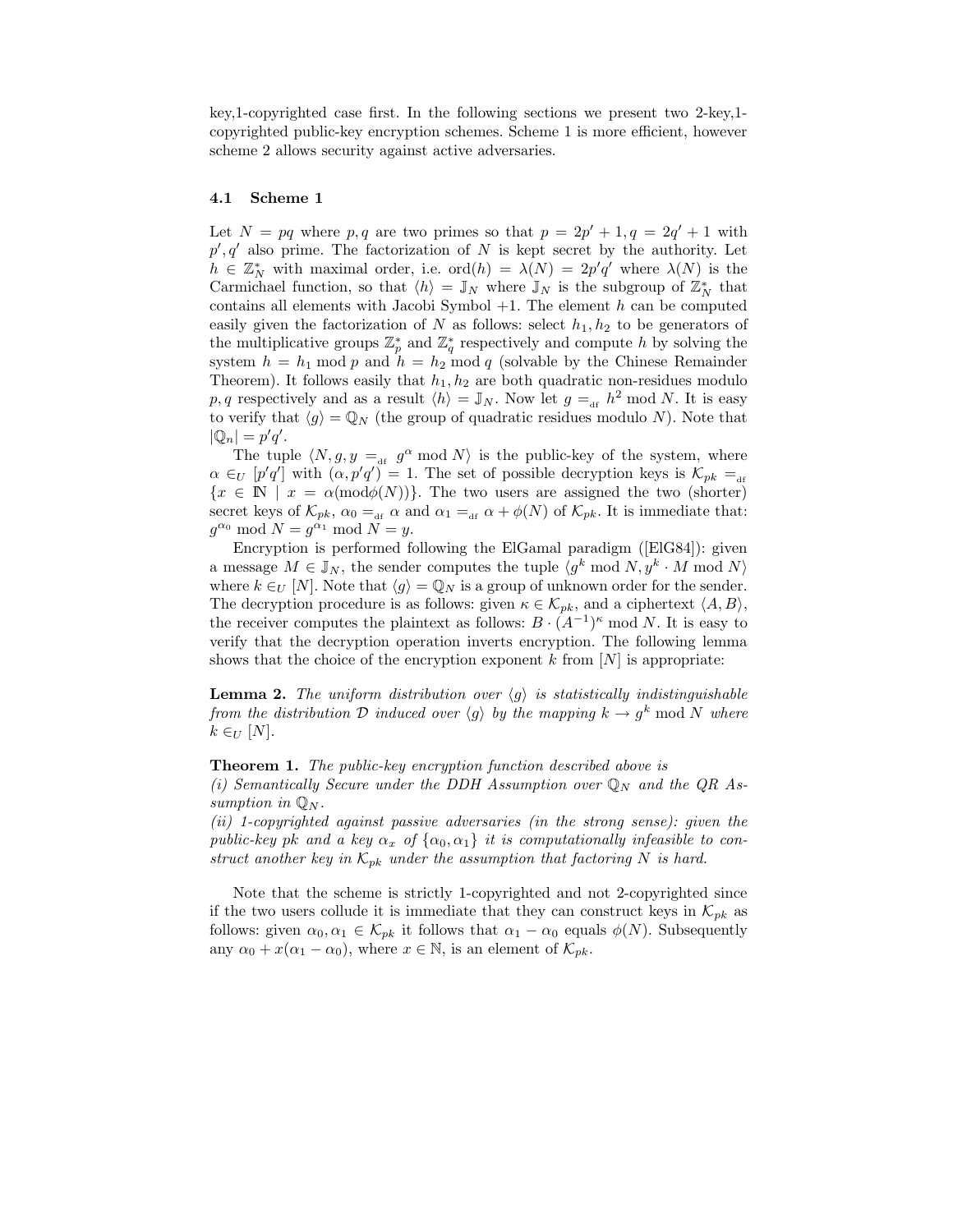key,1-copyrighted case first. In the following sections we present two 2-key,1-copyrighted public-key encryption schemes. Scheme 1 is more efficient, however scheme 2 allows security against active adversaries.

### 4.1 Scheme 1

Let $N = pq$ where $p, q$ are two primes so that $p = 2p' + 1, q = 2q' + 1$ with $p', q'$ also prime. The factorization of $N$ is kept secret by the authority. Let $h \in \mathbb{Z}_N^*$ with maximal order, i.e. $\mathrm{ord}(h) = \lambda(N) = 2p'q'$ where $\lambda(N)$ is the Carmichael function, so that $\langle h \rangle = \mathbb{J}_N$ where $\mathbb{J}_N$ is the subgroup of $\mathbb{Z}_N^*$ that contains all elements with Jacobi Symbol $+1$. The element $h$ can be computed easily given the factorization of $N$ as follows: select $h_1, h_2$ to be generators of the multiplicative groups $\mathbb{Z}_p^*$ and $\mathbb{Z}_q^*$ respectively and compute $h$ by solving the system $h = h_1 \bmod p$ and $h = h_2 \bmod q$ (solvable by the Chinese Remainder Theorem). It follows easily that $h_1, h_2$ are both quadratic non-residues modulo $p, q$ respectively and as a result $\langle h \rangle = \mathbb{J}_N$. Now let $g =_{\mathrm{df}} h^2 \bmod N$. It is easy to verify that $\langle g \rangle = \mathbb{Q}_N$ (the group of quadratic residues modulo $N$). Note that $|\mathbb{Q}_n| = p'q'$.

The tuple $\langle N, g, y =_{\mathrm{df}} g^\alpha \bmod N \rangle$ is the public-key of the system, where $\alpha \in_U [p'q']$ with $(\alpha, p'q') = 1$. The set of possible decryption keys is $\mathcal{K}_{pk} =_{\mathrm{df}} \{x \in \mathbb{N} \mid x = \alpha (\bmod \phi(N))\}$. The two users are assigned the two (shorter) secret keys of $\mathcal{K}_{pk}$, $\alpha_0 =_{\mathrm{df}} \alpha$ and $\alpha_1 =_{\mathrm{df}} \alpha + \phi(N)$ of $\mathcal{K}_{pk}$. It is immediate that: $g^{\alpha_0} \bmod N = g^{\alpha_1} \bmod N = y$.

Encryption is performed following the ElGamal paradigm ([ElG84]): given a message $M \in \mathbb{J}_N$, the sender computes the tuple $\langle g^k \bmod N, y^k \cdot M \bmod N \rangle$ where $k \in_U [N]$. Note that $\langle g \rangle = \mathbb{Q}_N$ is a group of unknown order for the sender. The decryption procedure is as follows: given $\kappa \in \mathcal{K}_{pk}$, and a ciphertext $\langle A, B \rangle$, the receiver computes the plaintext as follows: $B \cdot (A^{-1})^\kappa \bmod N$. It is easy to verify that the decryption operation inverts encryption. The following lemma shows that the choice of the encryption exponent $k$ from $[N]$ is appropriate:

**Lemma 2.** *The uniform distribution over $\langle g \rangle$ is statistically indistinguishable from the distribution $\mathcal{D}$ induced over $\langle g \rangle$ by the mapping $k \to g^k \bmod N$ where $k \in_U [N]$.*

**Theorem 1.** *The public-key encryption function described above is*
*(i) Semantically Secure under the DDH Assumption over $\mathbb{Q}_N$ and the QR Assumption in $\mathbb{Q}_N$.*
*(ii) 1-copyrighted against passive adversaries (in the strong sense): given the public-key $pk$ and a key $\alpha_x$ of $\{\alpha_0, \alpha_1\}$ it is computationally infeasible to construct another key in $\mathcal{K}_{pk}$ under the assumption that factoring $N$ is hard.*

Note that the scheme is strictly 1-copyrighted and not 2-copyrighted since if the two users collude it is immediate that they can construct keys in $\mathcal{K}_{pk}$ as follows: given $\alpha_0, \alpha_1 \in \mathcal{K}_{pk}$ it follows that $\alpha_1 - \alpha_0$ equals $\phi(N)$. Subsequently any $\alpha_0 + x(\alpha_1 - \alpha_0)$, where $x \in \mathbb{N}$, is an element of $\mathcal{K}_{pk}$.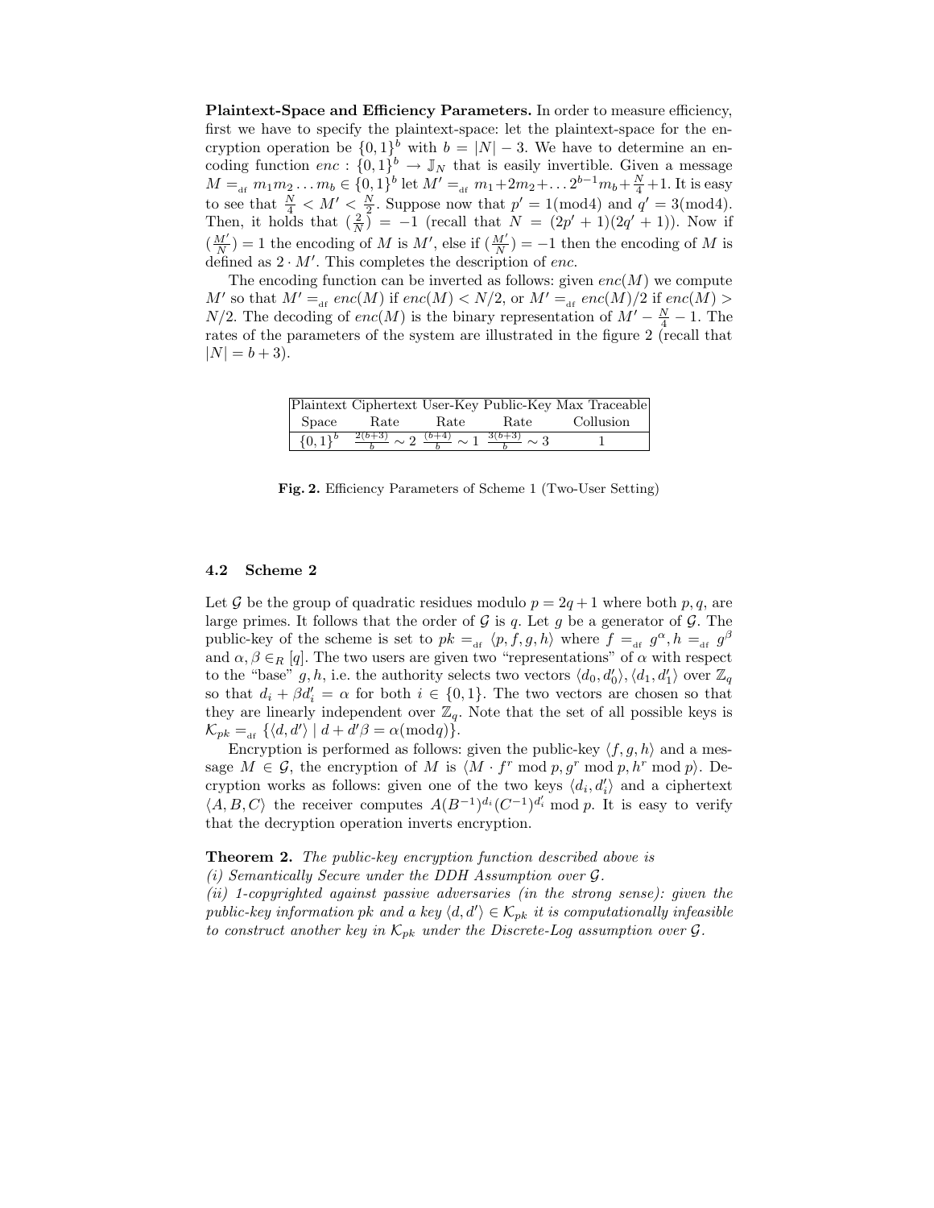**Plaintext-Space and Efficiency Parameters.** In order to measure efficiency, first we have to specify the plaintext-space: let the plaintext-space for the encryption operation be $\{0,1\}^b$ with $b = |N| - 3$. We have to determine an encoding function $enc : \{0,1\}^b \rightarrow \mathbb{J}_N$ that is easily invertible. Given a message $M =_{\rm df} m_1 m_2 \ldots m_b \in \{0,1\}^b$ let $M' =_{\rm df} m_1 + 2m_2 + \ldots 2^{b-1} m_b + \frac{N}{4} + 1$. It is easy to see that $\frac{N}{4} < M' < \frac{N}{2}$. Suppose now that $p' = 1 (\bmod 4)$ and $q' = 3 (\bmod 4)$. Then, it holds that $(\frac{2}{N}) = -1$ (recall that $N = (2p'+1)(2q'+1)$). Now if $(\frac{M'}{N}) = 1$ the encoding of $M$ is $M'$, else if $(\frac{M'}{N}) = -1$ then the encoding of $M$ is defined as $2 \cdot M'$. This completes the description of $enc$.

The encoding function can be inverted as follows: given $enc(M)$ we compute $M'$ so that $M' =_{\rm df} enc(M)$ if $enc(M) < N/2$, or $M' =_{\rm df} enc(M)/2$ if $enc(M) > N/2$. The decoding of $enc(M)$ is the binary representation of $M' - \frac{N}{4} - 1$. The rates of the parameters of the system are illustrated in the figure 2 (recall that $|N| = b + 3$).

| Plaintext Space | Ciphertext Rate | User-Key Rate | Public-Key Rate | Max Traceable Collusion |
|---|---|---|---|---|
| $\{0,1\}^b$ | $\frac{2(b+3)}{b} \sim 2$ | $\frac{(b+4)}{b} \sim 1$ | $\frac{3(b+3)}{b} \sim 3$ | 1 |

**Fig. 2.** Efficiency Parameters of Scheme 1 (Two-User Setting)

### 4.2 Scheme 2

Let $\mathcal{G}$ be the group of quadratic residues modulo $p = 2q + 1$ where both $p, q$, are large primes. It follows that the order of $\mathcal{G}$ is $q$. Let $g$ be a generator of $\mathcal{G}$. The public-key of the scheme is set to $pk =_{\rm df} \langle p, f, g, h \rangle$ where $f =_{\rm df} g^\alpha, h =_{\rm df} g^\beta$ and $\alpha, \beta \in_R [q]$. The two users are given two "representations" of $\alpha$ with respect to the "base" $g, h$, i.e. the authority selects two vectors $\langle d_0, d_0' \rangle, \langle d_1, d_1' \rangle$ over $\mathbb{Z}_q$ so that $d_i + \beta d_i' = \alpha$ for both $i \in \{0,1\}$. The two vectors are chosen so that they are linearly independent over $\mathbb{Z}_q$. Note that the set of all possible keys is $\mathcal{K}_{pk} =_{\rm df} \{\langle d, d' \rangle \mid d + d'\beta = \alpha (\bmod q)\}$.

Encryption is performed as follows: given the public-key $\langle f, g, h \rangle$ and a message $M \in \mathcal{G}$, the encryption of $M$ is $\langle M \cdot f^r \bmod p, g^r \bmod p, h^r \bmod p \rangle$. Decryption works as follows: given one of the two keys $\langle d_i, d_i' \rangle$ and a ciphertext $\langle A, B, C \rangle$ the receiver computes $A(B^{-1})^{d_i}(C^{-1})^{d_i'} \bmod p$. It is easy to verify that the decryption operation inverts encryption.

**Theorem 2.** *The public-key encryption function described above is*
*(i) Semantically Secure under the DDH Assumption over $\mathcal{G}$.*
*(ii) 1-copyrighted against passive adversaries (in the strong sense): given the public-key information $pk$ and a key $\langle d, d' \rangle \in \mathcal{K}_{pk}$ it is computationally infeasible to construct another key in $\mathcal{K}_{pk}$ under the Discrete-Log assumption over $\mathcal{G}$.*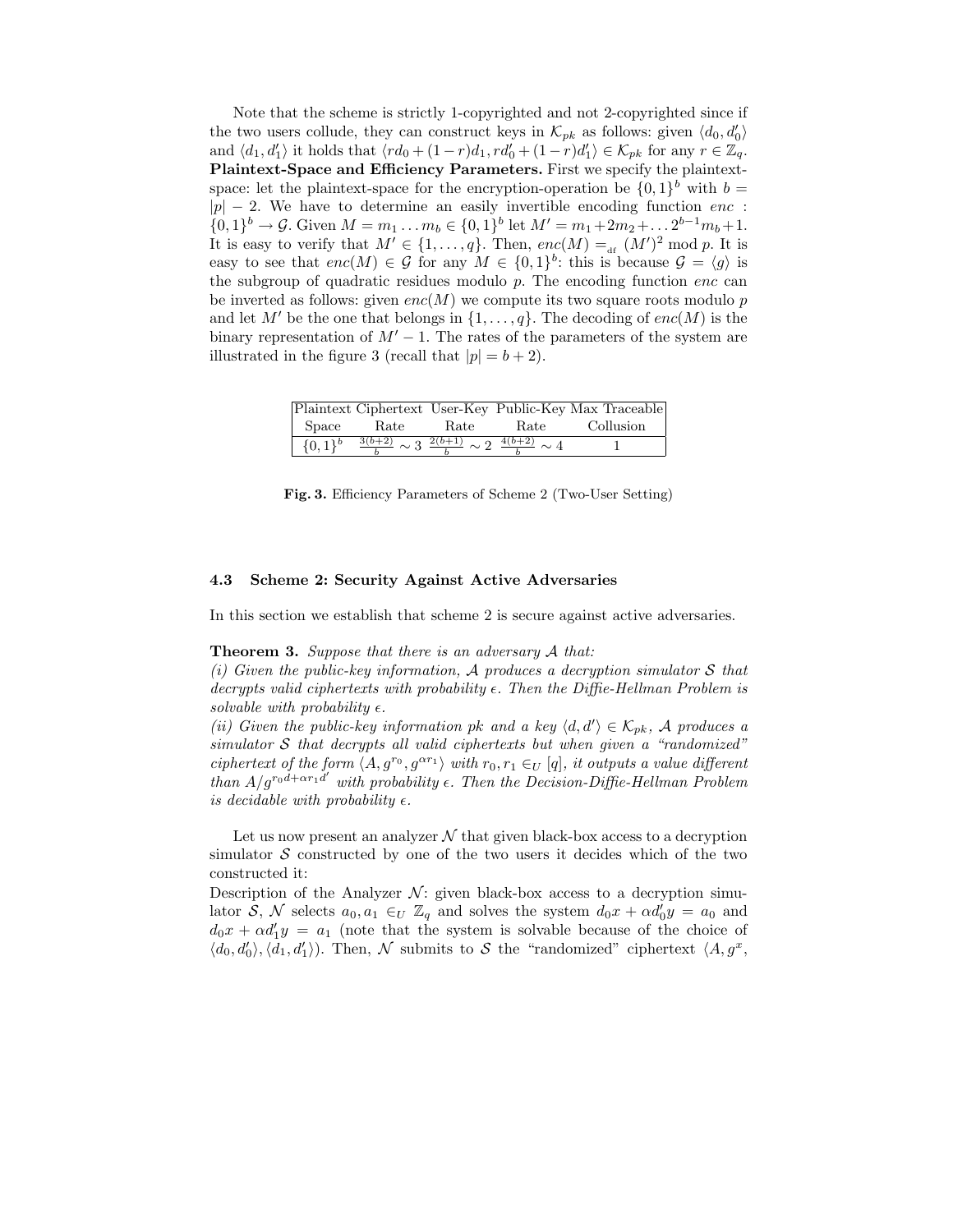Note that the scheme is strictly 1-copyrighted and not 2-copyrighted since if the two users collude, they can construct keys in $\mathcal{K}_{pk}$ as follows: given $\langle d_0, d'_0 \rangle$ and $\langle d_1, d'_1 \rangle$ it holds that $\langle rd_0 + (1-r)d_1, rd'_0 + (1-r)d'_1 \rangle \in \mathcal{K}_{pk}$ for any $r \in \mathbb{Z}_q$.

**Plaintext-Space and Efficiency Parameters.** First we specify the plaintext-space: let the plaintext-space for the encryption-operation be $\{0,1\}^b$ with $b = |p| - 2$. We have to determine an easily invertible encoding function $enc : \{0,1\}^b \to \mathcal{G}$. Given $M = m_1 \ldots m_b \in \{0,1\}^b$ let $M' = m_1 + 2m_2 + \ldots 2^{b-1}m_b + 1$. It is easy to verify that $M' \in \{1, \ldots, q\}$. Then, $enc(M) =_{\text{df}} (M')^2 \bmod p$. It is easy to see that $enc(M) \in \mathcal{G}$ for any $M \in \{0,1\}^b$: this is because $\mathcal{G} = \langle g \rangle$ is the subgroup of quadratic residues modulo $p$. The encoding function $enc$ can be inverted as follows: given $enc(M)$ we compute its two square roots modulo $p$ and let $M'$ be the one that belongs in $\{1, \ldots, q\}$. The decoding of $enc(M)$ is the binary representation of $M' - 1$. The rates of the parameters of the system are illustrated in the figure 3 (recall that $|p| = b + 2$).

| Plaintext Space | Ciphertext Rate | User-Key Rate | Public-Key Rate | Max Traceable Collusion |
|---|---|---|---|---|
| $\{0,1\}^b$ | $\frac{3(b+2)}{b} \sim 3$ | $\frac{2(b+1)}{b} \sim 2$ | $\frac{4(b+2)}{b} \sim 4$ | 1 |

**Fig. 3.** Efficiency Parameters of Scheme 2 (Two-User Setting)

### 4.3 Scheme 2: Security Against Active Adversaries

In this section we establish that scheme 2 is secure against active adversaries.

**Theorem 3.** *Suppose that there is an adversary $\mathcal{A}$ that:*
*(i) Given the public-key information, $\mathcal{A}$ produces a decryption simulator $\mathcal{S}$ that decrypts valid ciphertexts with probability $\epsilon$. Then the Diffie-Hellman Problem is solvable with probability $\epsilon$.*
*(ii) Given the public-key information $pk$ and a key $\langle d, d' \rangle \in \mathcal{K}_{pk}$, $\mathcal{A}$ produces a simulator $\mathcal{S}$ that decrypts all valid ciphertexts but when given a "randomized" ciphertext of the form $\langle A, g^{r_0}, g^{\alpha r_1} \rangle$ with $r_0, r_1 \in_U [q]$, it outputs a value different than $A/g^{r_0 d + \alpha r_1 d'}$ with probability $\epsilon$. Then the Decision-Diffie-Hellman Problem is decidable with probability $\epsilon$.*

Let us now present an analyzer $\mathcal{N}$ that given black-box access to a decryption simulator $\mathcal{S}$ constructed by one of the two users it decides which of the two constructed it:

Description of the Analyzer $\mathcal{N}$: given black-box access to a decryption simulator $\mathcal{S}$, $\mathcal{N}$ selects $a_0, a_1 \in_U \mathbb{Z}_q$ and solves the system $d_0 x + \alpha d'_0 y = a_0$ and $d_0 x + \alpha d'_1 y = a_1$ (note that the system is solvable because of the choice of $\langle d_0, d'_0 \rangle, \langle d_1, d'_1 \rangle$). Then, $\mathcal{N}$ submits to $\mathcal{S}$ the "randomized" ciphertext $\langle A, g^x,$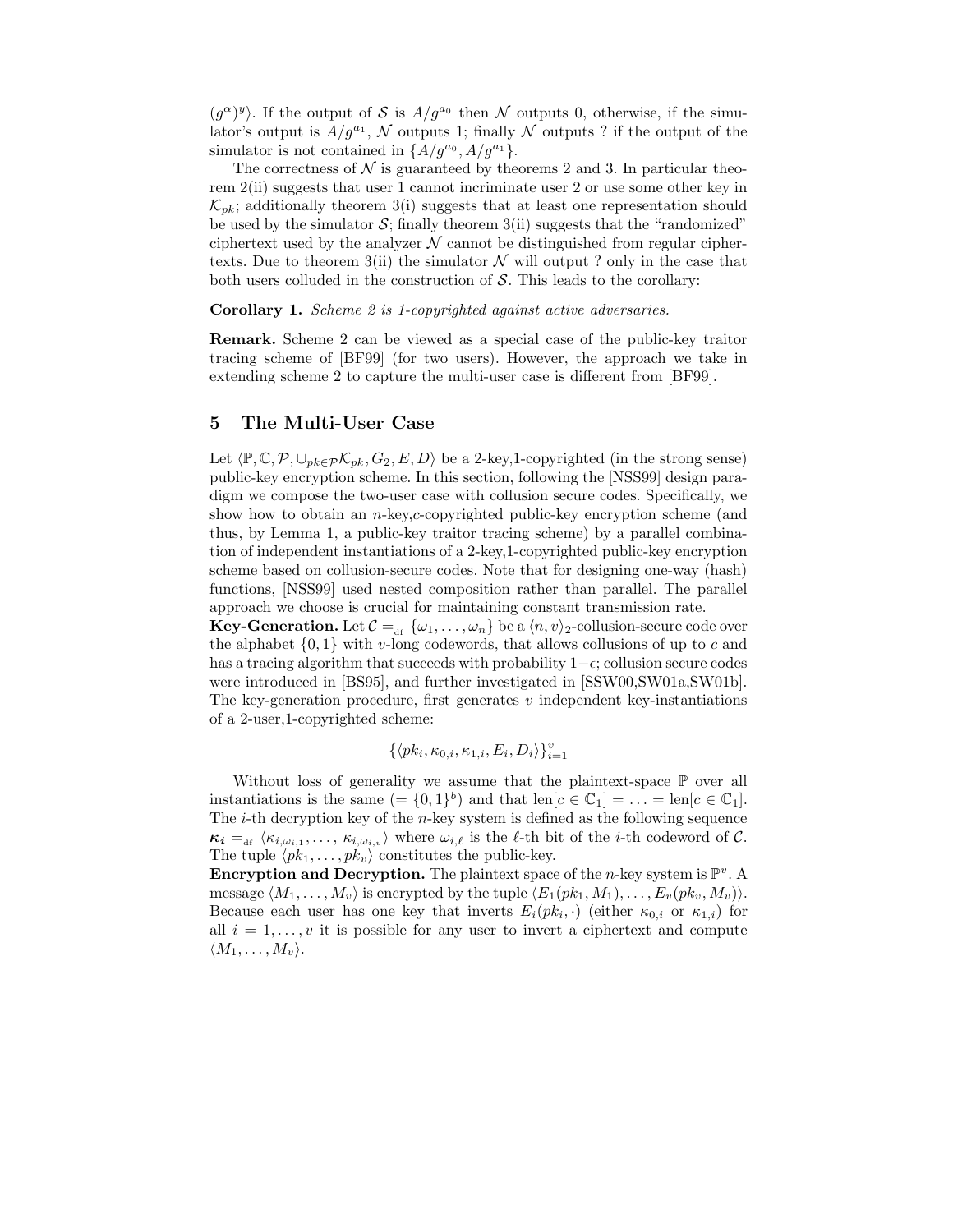$(g^\alpha)^y\rangle$. If the output of $\mathcal{S}$ is $A/g^{a_0}$ then $\mathcal{N}$ outputs 0, otherwise, if the simulator's output is $A/g^{a_1}$, $\mathcal{N}$ outputs 1; finally $\mathcal{N}$ outputs ? if the output of the simulator is not contained in $\{A/g^{a_0}, A/g^{a_1}\}$.

The correctness of $\mathcal{N}$ is guaranteed by theorems 2 and 3. In particular theorem 2(ii) suggests that user 1 cannot incriminate user 2 or use some other key in $\mathcal{K}_{pk}$; additionally theorem 3(i) suggests that at least one representation should be used by the simulator $\mathcal{S}$; finally theorem 3(ii) suggests that the "randomized" ciphertext used by the analyzer $\mathcal{N}$ cannot be distinguished from regular ciphertexts. Due to theorem 3(ii) the simulator $\mathcal{N}$ will output ? only in the case that both users colluded in the construction of $\mathcal{S}$. This leads to the corollary:

**Corollary 1.** *Scheme 2 is 1-copyrighted against active adversaries.*

**Remark.** Scheme 2 can be viewed as a special case of the public-key traitor tracing scheme of [BF99] (for two users). However, the approach we take in extending scheme 2 to capture the multi-user case is different from [BF99].

## 5 The Multi-User Case

Let $\langle \mathbb{P}, \mathbb{C}, \mathcal{P}, \cup_{pk \in \mathcal{P}} \mathcal{K}_{pk}, G_2, E, D \rangle$ be a 2-key,1-copyrighted (in the strong sense) public-key encryption scheme. In this section, following the [NSS99] design paradigm we compose the two-user case with collusion secure codes. Specifically, we show how to obtain an $n$-key,$c$-copyrighted public-key encryption scheme (and thus, by Lemma 1, a public-key traitor tracing scheme) by a parallel combination of independent instantiations of a 2-key,1-copyrighted public-key encryption scheme based on collusion-secure codes. Note that for designing one-way (hash) functions, [NSS99] used nested composition rather than parallel. The parallel approach we choose is crucial for maintaining constant transmission rate.

**Key-Generation.** Let $\mathcal{C} =_{\rm df} \{\omega_1, \ldots, \omega_n\}$ be a $\langle n, v \rangle_2$-collusion-secure code over the alphabet $\{0,1\}$ with $v$-long codewords, that allows collusions of up to $c$ and has a tracing algorithm that succeeds with probability $1-\epsilon$; collusion secure codes were introduced in [BS95], and further investigated in [SSW00,SW01a,SW01b]. The key-generation procedure, first generates $v$ independent key-instantiations of a 2-user,1-copyrighted scheme:

$$\{\langle pk_i, \kappa_{0,i}, \kappa_{1,i}, E_i, D_i \rangle\}_{i=1}^{v}$$

Without loss of generality we assume that the plaintext-space $\mathbb{P}$ over all instantiations is the same ($= \{0,1\}^b$) and that $\mathrm{len}[c \in \mathbb{C}_1] = \ldots = \mathrm{len}[c \in \mathbb{C}_1]$. The $i$-th decryption key of the $n$-key system is defined as the following sequence $\boldsymbol{\kappa_i} =_{\rm df} \langle \kappa_{i,\omega_{i,1}}, \ldots, \kappa_{i,\omega_{i,v}} \rangle$ where $\omega_{i,\ell}$ is the $\ell$-th bit of the $i$-th codeword of $\mathcal{C}$. The tuple $\langle pk_1, \ldots, pk_v \rangle$ constitutes the public-key.

**Encryption and Decryption.** The plaintext space of the $n$-key system is $\mathbb{P}^v$. A message $\langle M_1, \ldots, M_v \rangle$ is encrypted by the tuple $\langle E_1(pk_1, M_1), \ldots, E_v(pk_v, M_v) \rangle$. Because each user has one key that inverts $E_i(pk_i, \cdot)$ (either $\kappa_{0,i}$ or $\kappa_{1,i}$) for all $i = 1, \ldots, v$ it is possible for any user to invert a ciphertext and compute $\langle M_1, \ldots, M_v \rangle$.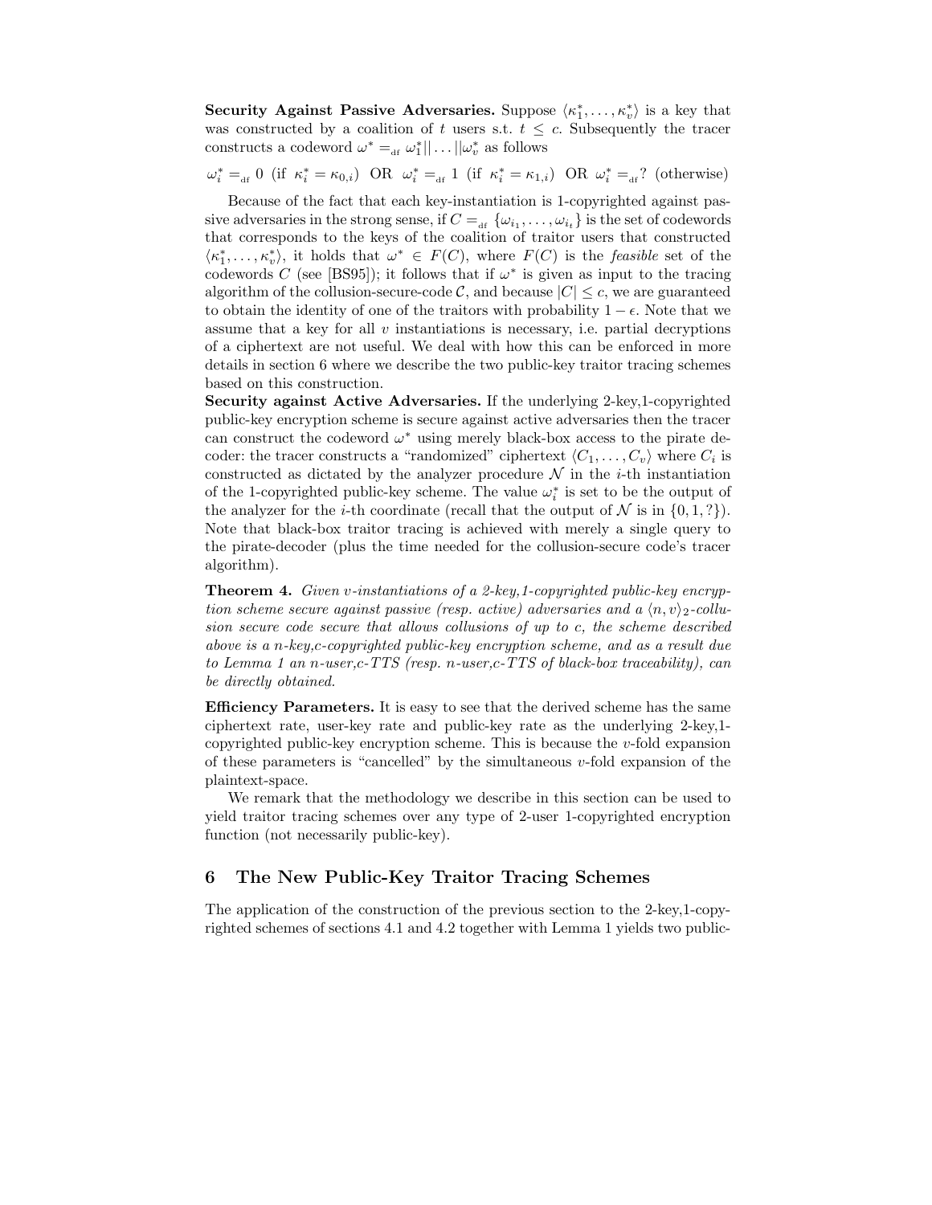**Security Against Passive Adversaries.** Suppose $\langle \kappa_1^*, \ldots, \kappa_v^* \rangle$ is a key that was constructed by a coalition of $t$ users s.t. $t \leq c$. Subsequently the tracer constructs a codeword $\omega^* =_{\text{df}} \omega_1^* || \ldots || \omega_v^*$ as follows

$$\omega_i^* =_{\text{df}} 0 \text{ (if } \kappa_i^* = \kappa_{0,i}) \text{ OR } \omega_i^* =_{\text{df}} 1 \text{ (if } \kappa_i^* = \kappa_{1,i}) \text{ OR } \omega_i^* =_{\text{df}} ? \text{ (otherwise)}$$

Because of the fact that each key-instantiation is 1-copyrighted against passive adversaries in the strong sense, if $C =_{\text{df}} \{\omega_{i_1}, \ldots, \omega_{i_t}\}$ is the set of codewords that corresponds to the keys of the coalition of traitor users that constructed $\langle \kappa_1^*, \ldots, \kappa_v^* \rangle$, it holds that $\omega^* \in F(C)$, where $F(C)$ is the *feasible* set of the codewords $C$ (see [BS95]); it follows that if $\omega^*$ is given as input to the tracing algorithm of the collusion-secure-code $\mathcal{C}$, and because $|C| \leq c$, we are guaranteed to obtain the identity of one of the traitors with probability $1 - \epsilon$. Note that we assume that a key for all $v$ instantiations is necessary, i.e. partial decryptions of a ciphertext are not useful. We deal with how this can be enforced in more details in section 6 where we describe the two public-key traitor tracing schemes based on this construction.

**Security against Active Adversaries.** If the underlying 2-key,1-copyrighted public-key encryption scheme is secure against active adversaries then the tracer can construct the codeword $\omega^*$ using merely black-box access to the pirate decoder: the tracer constructs a "randomized" ciphertext $\langle C_1, \ldots, C_v \rangle$ where $C_i$ is constructed as dictated by the analyzer procedure $\mathcal{N}$ in the $i$-th instantiation of the 1-copyrighted public-key scheme. The value $\omega_i^*$ is set to be the output of the analyzer for the $i$-th coordinate (recall that the output of $\mathcal{N}$ is in $\{0, 1, ?\}$). Note that black-box traitor tracing is achieved with merely a single query to the pirate-decoder (plus the time needed for the collusion-secure code's tracer algorithm).

**Theorem 4.** *Given $v$-instantiations of a 2-key,1-copyrighted public-key encryption scheme secure against passive (resp. active) adversaries and a $\langle n, v\rangle_2$-collusion secure code secure that allows collusions of up to $c$, the scheme described above is a $n$-key,$c$-copyrighted public-key encryption scheme, and as a result due to Lemma 1 an $n$-user,$c$-TTS (resp. $n$-user,$c$-TTS of black-box traceability), can be directly obtained.*

**Efficiency Parameters.** It is easy to see that the derived scheme has the same ciphertext rate, user-key rate and public-key rate as the underlying 2-key,1-copyrighted public-key encryption scheme. This is because the $v$-fold expansion of these parameters is "cancelled" by the simultaneous $v$-fold expansion of the plaintext-space.

We remark that the methodology we describe in this section can be used to yield traitor tracing schemes over any type of 2-user 1-copyrighted encryption function (not necessarily public-key).

## 6 The New Public-Key Traitor Tracing Schemes

The application of the construction of the previous section to the 2-key,1-copyrighted schemes of sections 4.1 and 4.2 together with Lemma 1 yields two public-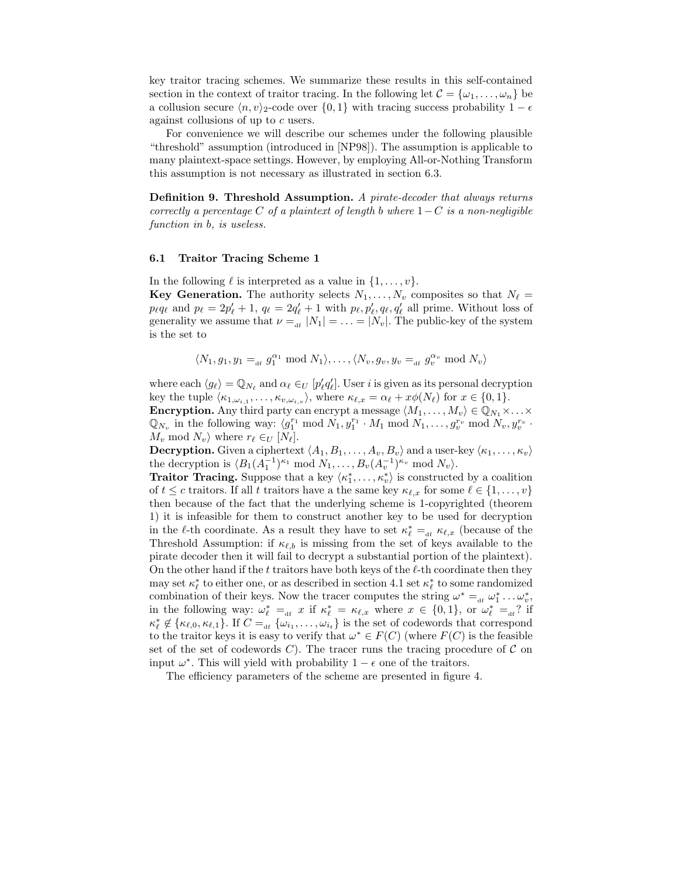key traitor tracing schemes. We summarize these results in this self-contained section in the context of traitor tracing. In the following let $\mathcal{C} = \{\omega_1, \ldots, \omega_n\}$ be a collusion secure $\langle n, v \rangle_2$-code over $\{0, 1\}$ with tracing success probability $1 - \epsilon$ against collusions of up to $c$ users.

For convenience we will describe our schemes under the following plausible "threshold" assumption (introduced in [NP98]). The assumption is applicable to many plaintext-space settings. However, by employing All-or-Nothing Transform this assumption is not necessary as illustrated in section 6.3.

**Definition 9. Threshold Assumption.** *A pirate-decoder that always returns correctly a percentage $C$ of a plaintext of length $b$ where $1 - C$ is a non-negligible function in $b$, is useless.*

### 6.1 Traitor Tracing Scheme 1

In the following $\ell$ is interpreted as a value in $\{1, \ldots, v\}$.

**Key Generation.** The authority selects $N_1, \ldots, N_v$ composites so that $N_\ell = p_\ell q_\ell$ and $p_\ell = 2p'_\ell + 1$, $q_\ell = 2q'_\ell + 1$ with $p_\ell, p'_\ell, q_\ell, q'_\ell$ all prime. Without loss of generality we assume that $\nu =_{\text{df}} |N_1| = \ldots = |N_v|$. The public-key of the system is the set to

$$\langle N_1, g_1, y_1 =_{\text{df}} g_1^{\alpha_1} \bmod N_1 \rangle, \ldots, \langle N_v, g_v, y_v =_{\text{df}} g_v^{\alpha_v} \bmod N_v \rangle$$

where each $\langle g_\ell \rangle = \mathbb{Q}_{N_\ell}$ and $\alpha_\ell \in_U [p'_\ell q'_\ell]$. User $i$ is given as its personal decryption key the tuple $\langle \kappa_{1,\omega_{i,1}}, \ldots, \kappa_{v,\omega_{i,v}} \rangle$, where $\kappa_{\ell,x} = \alpha_\ell + x\phi(N_\ell)$ for $x \in \{0, 1\}$.

**Encryption.** Any third party can encrypt a message $\langle M_1, \ldots, M_v \rangle \in \mathbb{Q}_{N_1} \times \ldots \times \mathbb{Q}_{N_v}$ in the following way: $\langle g_1^{r_1} \bmod N_1, y_1^{r_1} \cdot M_1 \bmod N_1, \ldots, g_v^{r_v} \bmod N_v, y_v^{r_v} \cdot M_v \bmod N_v \rangle$ where $r_\ell \in_U [N_\ell]$.

**Decryption.** Given a ciphertext $\langle A_1, B_1, \ldots, A_v, B_v \rangle$ and a user-key $\langle \kappa_1, \ldots, \kappa_v \rangle$ the decryption is $\langle B_1 (A_1^{-1})^{\kappa_1} \bmod N_1, \ldots, B_v (A_v^{-1})^{\kappa_v} \bmod N_v \rangle$.

**Traitor Tracing.** Suppose that a key $\langle \kappa_1^*, \ldots, \kappa_v^* \rangle$ is constructed by a coalition of $t \leq c$ traitors. If all $t$ traitors have a the same key $\kappa_{\ell,x}$ for some $\ell \in \{1, \ldots, v\}$ then because of the fact that the underlying scheme is 1-copyrighted (theorem 1) it is infeasible for them to construct another key to be used for decryption in the $\ell$-th coordinate. As a result they have to set $\kappa_\ell^* =_{\text{df}} \kappa_{\ell,x}$ (because of the Threshold Assumption: if $\kappa_{\ell,b}$ is missing from the set of keys available to the pirate decoder then it will fail to decrypt a substantial portion of the plaintext). On the other hand if the $t$ traitors have both keys of the $\ell$-th coordinate then they may set $\kappa_\ell^*$ to either one, or as described in section 4.1 set $\kappa_\ell^*$ to some randomized combination of their keys. Now the tracer computes the string $\omega^* =_{\text{df}} \omega_1^* \ldots \omega_v^*$, in the following way: $\omega_\ell^* =_{\text{df}} x$ if $\kappa_\ell^* = \kappa_{\ell,x}$ where $x \in \{0, 1\}$, or $\omega_\ell^* =_{\text{df}} ?$ if $\kappa_\ell^* \notin \{\kappa_{\ell,0}, \kappa_{\ell,1}\}$. If $C =_{\text{df}} \{\omega_{i_1}, \ldots, \omega_{i_t}\}$ is the set of codewords that correspond to the traitor keys it is easy to verify that $\omega^* \in F(C)$ (where $F(C)$ is the feasible set of the set of codewords $C$). The tracer runs the tracing procedure of $\mathcal{C}$ on input $\omega^*$. This will yield with probability $1 - \epsilon$ one of the traitors.

The efficiency parameters of the scheme are presented in figure 4.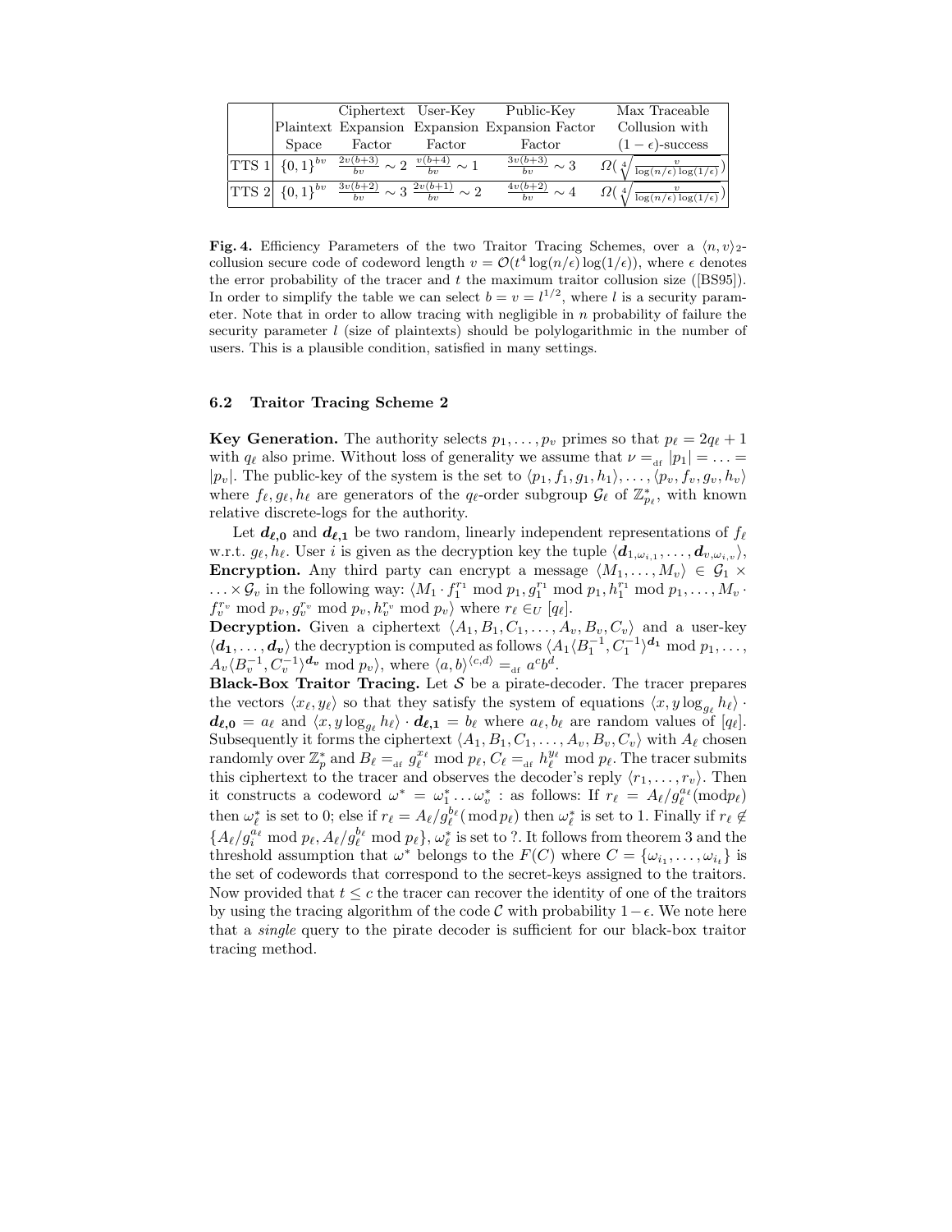| | Plaintext Space | Ciphertext Expansion Factor | User-Key Expansion Factor | Public-Key Expansion Factor | Max Traceable Collusion with $(1-\epsilon)$-success |
|---|---|---|---|---|---|
| TTS 1 | $\{0,1\}^{bv}$ | $\frac{2v(b+3)}{bv} \sim 2$ | $\frac{v(b+4)}{bv} \sim 1$ | $\frac{3v(b+3)}{bv} \sim 3$ | $\Omega(\sqrt[4]{\frac{v}{\log(n/\epsilon)\log(1/\epsilon)}})$ |
| TTS 2 | $\{0,1\}^{bv}$ | $\frac{3v(b+2)}{bv} \sim 3$ | $\frac{2v(b+1)}{bv} \sim 2$ | $\frac{4v(b+2)}{bv} \sim 4$ | $\Omega(\sqrt[4]{\frac{v}{\log(n/\epsilon)\log(1/\epsilon)}})$ |

**Fig. 4.** Efficiency Parameters of the two Traitor Tracing Schemes, over a $\langle n, v\rangle_2$-collusion secure code of codeword length $v = \mathcal{O}(t^4 \log(n/\epsilon)\log(1/\epsilon))$, where $\epsilon$ denotes the error probability of the tracer and $t$ the maximum traitor collusion size ([BS95]). In order to simplify the table we can select $b = v = l^{1/2}$, where $l$ is a security parameter. Note that in order to allow tracing with negligible in $n$ probability of failure the security parameter $l$ (size of plaintexts) should be polylogarithmic in the number of users. This is a plausible condition, satisfied in many settings.

### 6.2 Traitor Tracing Scheme 2

**Key Generation.** The authority selects $p_1, \ldots, p_v$ primes so that $p_\ell = 2q_\ell + 1$ with $q_\ell$ also prime. Without loss of generality we assume that $\nu =_{\text{df}} |p_1| = \ldots = |p_v|$. The public-key of the system is the set to $\langle p_1, f_1, g_1, h_1\rangle, \ldots, \langle p_v, f_v, g_v, h_v\rangle$ where $f_\ell, g_\ell, h_\ell$ are generators of the $q_\ell$-order subgroup $\mathcal{G}_\ell$ of $\mathbb{Z}^*_{p_\ell}$, with known relative discrete-logs for the authority.

Let $\boldsymbol{d_{\ell,0}}$ and $\boldsymbol{d_{\ell,1}}$ be two random, linearly independent representations of $f_\ell$ w.r.t. $g_\ell, h_\ell$. User $i$ is given as the decryption key the tuple $\langle \boldsymbol{d}_{1,\omega_{i,1}}, \ldots, \boldsymbol{d}_{v,\omega_{i,v}}\rangle$,
**Encryption.** Any third party can encrypt a message $\langle M_1, \ldots, M_v\rangle \in \mathcal{G}_1 \times \ldots \times \mathcal{G}_v$ in the following way: $\langle M_1 \cdot f_1^{r_1} \bmod p_1, g_1^{r_1} \bmod p_1, h_1^{r_1} \bmod p_1, \ldots, M_v \cdot f_v^{r_v} \bmod p_v, g_v^{r_v} \bmod p_v, h_v^{r_v} \bmod p_v\rangle$ where $r_\ell \in_U [q_\ell]$.
**Decryption.** Given a ciphertext $\langle A_1, B_1, C_1, \ldots, A_v, B_v, C_v\rangle$ and a user-key $\langle \boldsymbol{d_1}, \ldots, \boldsymbol{d_v}\rangle$ the decryption is computed as follows $\langle A_1 \langle B_1^{-1}, C_1^{-1}\rangle^{\boldsymbol{d_1}} \bmod p_1, \ldots, A_v \langle B_v^{-1}, C_v^{-1}\rangle^{\boldsymbol{d_v}} \bmod p_v\rangle$, where $\langle a, b\rangle^{\langle c,d\rangle} =_{\text{df}} a^c b^d$.
**Black-Box Traitor Tracing.** Let $\mathcal{S}$ be a pirate-decoder. The tracer prepares the vectors $\langle x_\ell, y_\ell\rangle$ so that they satisfy the system of equations $\langle x, y \log_{g_\ell} h_\ell\rangle \cdot \boldsymbol{d_{\ell,0}} = a_\ell$ and $\langle x, y \log_{g_\ell} h_\ell\rangle \cdot \boldsymbol{d_{\ell,1}} = b_\ell$ where $a_\ell, b_\ell$ are random values of $[q_\ell]$. Subsequently it forms the ciphertext $\langle A_1, B_1, C_1, \ldots, A_v, B_v, C_v\rangle$ with $A_\ell$ chosen randomly over $\mathbb{Z}^*_p$ and $B_\ell =_{\text{df}} g_\ell^{x_\ell} \bmod p_\ell$, $C_\ell =_{\text{df}} h_\ell^{y_\ell} \bmod p_\ell$. The tracer submits this ciphertext to the tracer and observes the decoder's reply $\langle r_1, \ldots, r_v\rangle$. Then it constructs a codeword $\omega^* = \omega^*_1 \ldots \omega^*_v$ : as follows: If $r_\ell = A_\ell / g_\ell^{a_\ell} (\mathrm{mod} p_\ell)$ then $\omega^*_\ell$ is set to 0; else if $r_\ell = A_\ell / g_\ell^{b_\ell} (\bmod p_\ell)$ then $\omega^*_\ell$ is set to 1. Finally if $r_\ell \notin \{A_\ell / g_i^{a_\ell} \bmod p_\ell, A_\ell / g_\ell^{b_\ell} \bmod p_\ell\}$, $\omega^*_\ell$ is set to ?. It follows from theorem 3 and the threshold assumption that $\omega^*$ belongs to the $F(C)$ where $C = \{\omega_{i_1}, \ldots, \omega_{i_t}\}$ is the set of codewords that correspond to the secret-keys assigned to the traitors. Now provided that $t \le c$ the tracer can recover the identity of one of the traitors by using the tracing algorithm of the code $\mathcal{C}$ with probability $1 - \epsilon$. We note here that a *single* query to the pirate decoder is sufficient for our black-box traitor tracing method.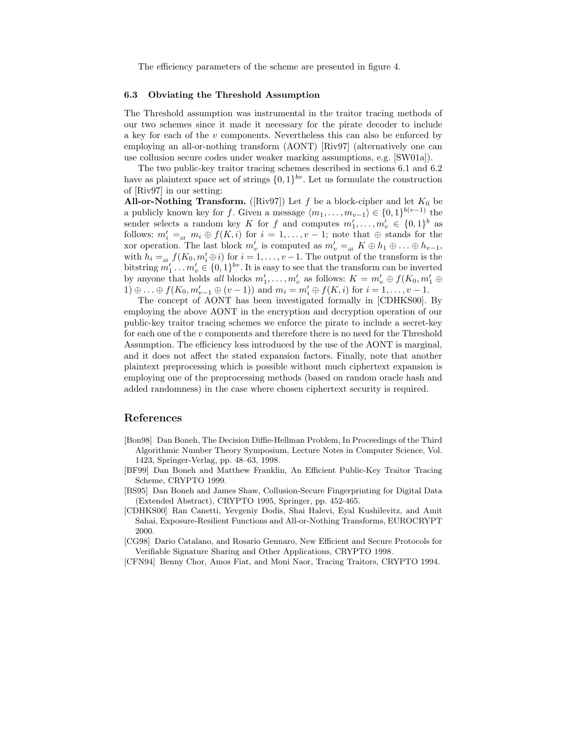The efficiency parameters of the scheme are presented in figure 4.

### 6.3 Obviating the Threshold Assumption

The Threshold assumption was instrumental in the traitor tracing methods of our two schemes since it made it necessary for the pirate decoder to include a key for each of the $v$ components. Nevertheless this can also be enforced by employing an all-or-nothing transform (AONT) [Riv97] (alternatively one can use collusion secure codes under weaker marking assumptions, e.g. [SW01a]).

The two public-key traitor tracing schemes described in sections 6.1 and 6.2 have as plaintext space set of strings $\{0,1\}^{bv}$. Let us formulate the construction of [Riv97] in our setting:

**All-or-Nothing Transform.** ([Riv97]) Let $f$ be a block-cipher and let $K_0$ be a publicly known key for $f$. Given a message $\langle m_1, \ldots, m_{v-1} \rangle \in \{0,1\}^{b(v-1)}$ the sender selects a random key $K$ for $f$ and computes $m'_1, \ldots, m'_v \in \{0,1\}^b$ as follows: $m'_i =_{\text{df}} m_i \oplus f(K, i)$ for $i = 1, \ldots, v-1$; note that $\oplus$ stands for the xor operation. The last block $m'_v$ is computed as $m'_v =_{\text{df}} K \oplus h_1 \oplus \ldots \oplus h_{v-1}$, with $h_i =_{\text{df}} f(K_0, m'_i \oplus i)$ for $i = 1, \ldots, v-1$. The output of the transform is the bitstring $m'_1 \ldots m'_v \in \{0,1\}^{bv}$. It is easy to see that the transform can be inverted by anyone that holds *all* blocks $m'_1, \ldots, m'_v$ as follows: $K = m'_v \oplus f(K_0, m'_1 \oplus 1) \oplus \ldots \oplus f(K_0, m'_{v-1} \oplus (v-1))$ and $m_i = m'_i \oplus f(K, i)$ for $i = 1, \ldots, v-1$.

The concept of AONT has been investigated formally in [CDHKS00]. By employing the above AONT in the encryption and decryption operation of our public-key traitor tracing schemes we enforce the pirate to include a secret-key for each one of the $v$ components and therefore there is no need for the Threshold Assumption. The efficiency loss introduced by the use of the AONT is marginal, and it does not affect the stated expansion factors. Finally, note that another plaintext preprocessing which is possible without much ciphertext expansion is employing one of the preprocessing methods (based on random oracle hash and added randomness) in the case where chosen ciphertext security is required.

## References

[Bon98] Dan Boneh, The Decision Diffie-Hellman Problem, In Proceedings of the Third Algorithmic Number Theory Symposium, Lecture Notes in Computer Science, Vol. 1423, Springer-Verlag, pp. 48–63, 1998.

[BF99] Dan Boneh and Matthew Franklin, An Efficient Public-Key Traitor Tracing Scheme, CRYPTO 1999.

[BS95] Dan Boneh and James Shaw, Collusion-Secure Fingerprinting for Digital Data (Extended Abstract), CRYPTO 1995, Springer, pp. 452-465.

[CDHKS00] Ran Canetti, Yevgeniy Dodis, Shai Halevi, Eyal Kushilevitz, and Amit Sahai, Exposure-Resilient Functions and All-or-Nothing Transforms, EUROCRYPT 2000.

[CG98] Dario Catalano, and Rosario Gennaro, New Efficient and Secure Protocols for Verifiable Signature Sharing and Other Applications, CRYPTO 1998.

[CFN94] Benny Chor, Amos Fiat, and Moni Naor, Tracing Traitors, CRYPTO 1994.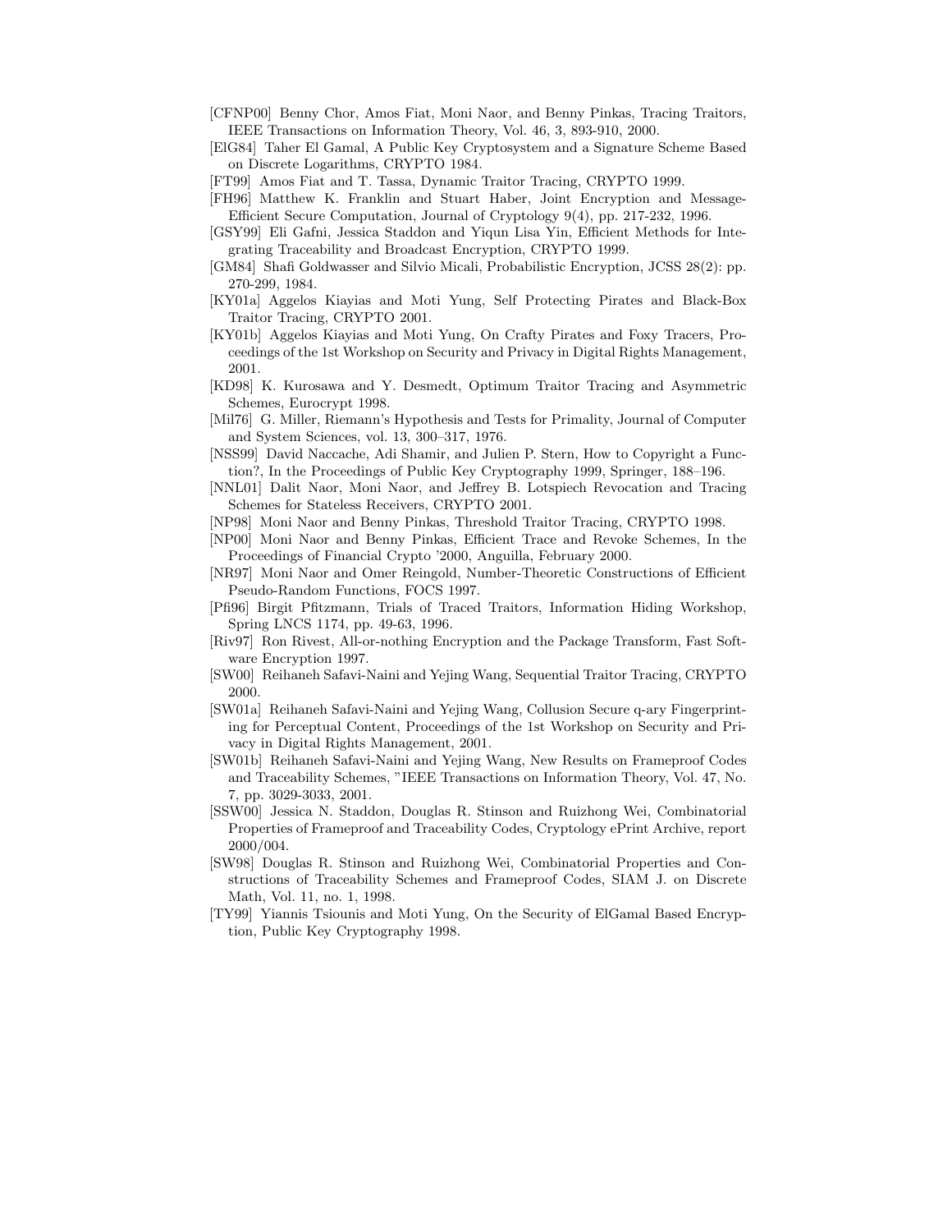[CFNP00] Benny Chor, Amos Fiat, Moni Naor, and Benny Pinkas, Tracing Traitors, IEEE Transactions on Information Theory, Vol. 46, 3, 893-910, 2000.

[ElG84] Taher El Gamal, A Public Key Cryptosystem and a Signature Scheme Based on Discrete Logarithms, CRYPTO 1984.

[FT99] Amos Fiat and T. Tassa, Dynamic Traitor Tracing, CRYPTO 1999.

[FH96] Matthew K. Franklin and Stuart Haber, Joint Encryption and Message-Efficient Secure Computation, Journal of Cryptology 9(4), pp. 217-232, 1996.

[GSY99] Eli Gafni, Jessica Staddon and Yiqun Lisa Yin, Efficient Methods for Integrating Traceability and Broadcast Encryption, CRYPTO 1999.

[GM84] Shafi Goldwasser and Silvio Micali, Probabilistic Encryption, JCSS 28(2): pp. 270-299, 1984.

[KY01a] Aggelos Kiayias and Moti Yung, Self Protecting Pirates and Black-Box Traitor Tracing, CRYPTO 2001.

[KY01b] Aggelos Kiayias and Moti Yung, On Crafty Pirates and Foxy Tracers, Proceedings of the 1st Workshop on Security and Privacy in Digital Rights Management, 2001.

[KD98] K. Kurosawa and Y. Desmedt, Optimum Traitor Tracing and Asymmetric Schemes, Eurocrypt 1998.

[Mil76] G. Miller, Riemann's Hypothesis and Tests for Primality, Journal of Computer and System Sciences, vol. 13, 300–317, 1976.

[NSS99] David Naccache, Adi Shamir, and Julien P. Stern, How to Copyright a Function?, In the Proceedings of Public Key Cryptography 1999, Springer, 188–196.

[NNL01] Dalit Naor, Moni Naor, and Jeffrey B. Lotspiech Revocation and Tracing Schemes for Stateless Receivers, CRYPTO 2001.

[NP98] Moni Naor and Benny Pinkas, Threshold Traitor Tracing, CRYPTO 1998.

[NP00] Moni Naor and Benny Pinkas, Efficient Trace and Revoke Schemes, In the Proceedings of Financial Crypto '2000, Anguilla, February 2000.

[NR97] Moni Naor and Omer Reingold, Number-Theoretic Constructions of Efficient Pseudo-Random Functions, FOCS 1997.

[Pfi96] Birgit Pfitzmann, Trials of Traced Traitors, Information Hiding Workshop, Spring LNCS 1174, pp. 49-63, 1996.

[Riv97] Ron Rivest, All-or-nothing Encryption and the Package Transform, Fast Software Encryption 1997.

[SW00] Reihaneh Safavi-Naini and Yejing Wang, Sequential Traitor Tracing, CRYPTO 2000.

[SW01a] Reihaneh Safavi-Naini and Yejing Wang, Collusion Secure q-ary Fingerprinting for Perceptual Content, Proceedings of the 1st Workshop on Security and Privacy in Digital Rights Management, 2001.

[SW01b] Reihaneh Safavi-Naini and Yejing Wang, New Results on Frameproof Codes and Traceability Schemes, "IEEE Transactions on Information Theory, Vol. 47, No. 7, pp. 3029-3033, 2001.

[SSW00] Jessica N. Staddon, Douglas R. Stinson and Ruizhong Wei, Combinatorial Properties of Frameproof and Traceability Codes, Cryptology ePrint Archive, report 2000/004.

[SW98] Douglas R. Stinson and Ruizhong Wei, Combinatorial Properties and Constructions of Traceability Schemes and Frameproof Codes, SIAM J. on Discrete Math, Vol. 11, no. 1, 1998.

[TY99] Yiannis Tsiounis and Moti Yung, On the Security of ElGamal Based Encryption, Public Key Cryptography 1998.